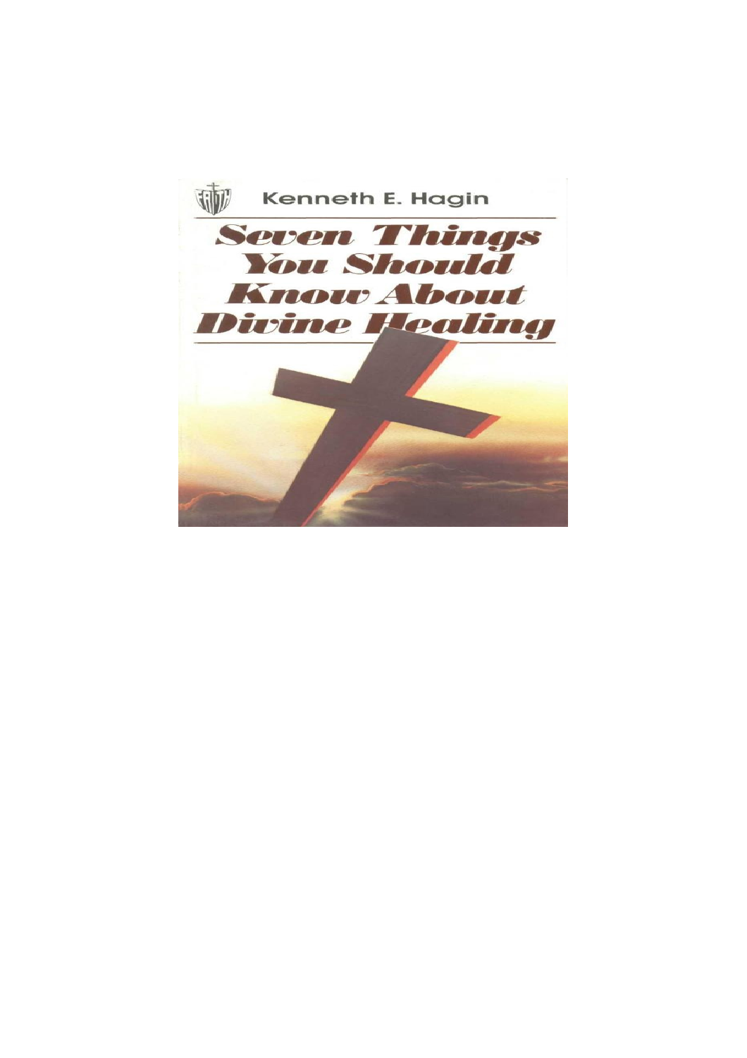Kenneth E. Hagin

# Seven Things You Should Know About Divine Healing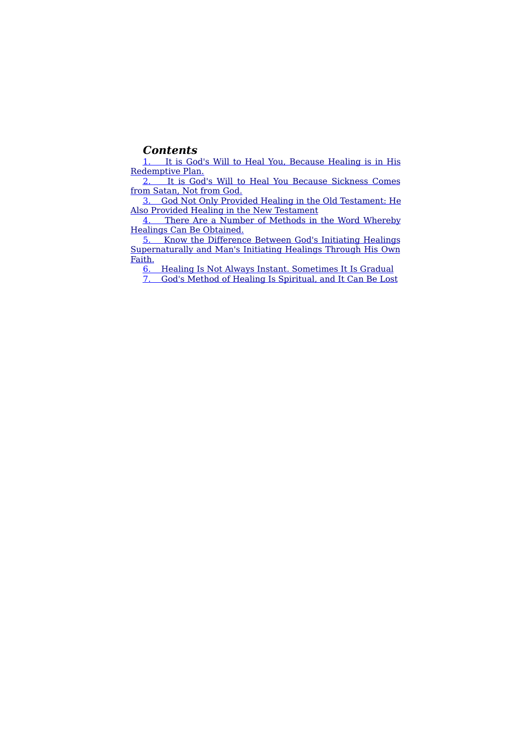## *Contents*

1. It is God's Will to Heal You, Because Healing is in His Redemptive Plan.
2. It is God's Will to Heal You Because Sickness Comes from Satan, Not from God.
3. God Not Only Provided Healing in the Old Testament: He Also Provided Healing in the New Testament
4. There Are a Number of Methods in the Word Whereby Healings Can Be Obtained.
5. Know the Difference Between God's Initiating Healings Supernaturally and Man's Initiating Healings Through His Own Faith.
6. Healing Is Not Always Instant. Sometimes It Is Gradual
7. God's Method of Healing Is Spiritual, and It Can Be Lost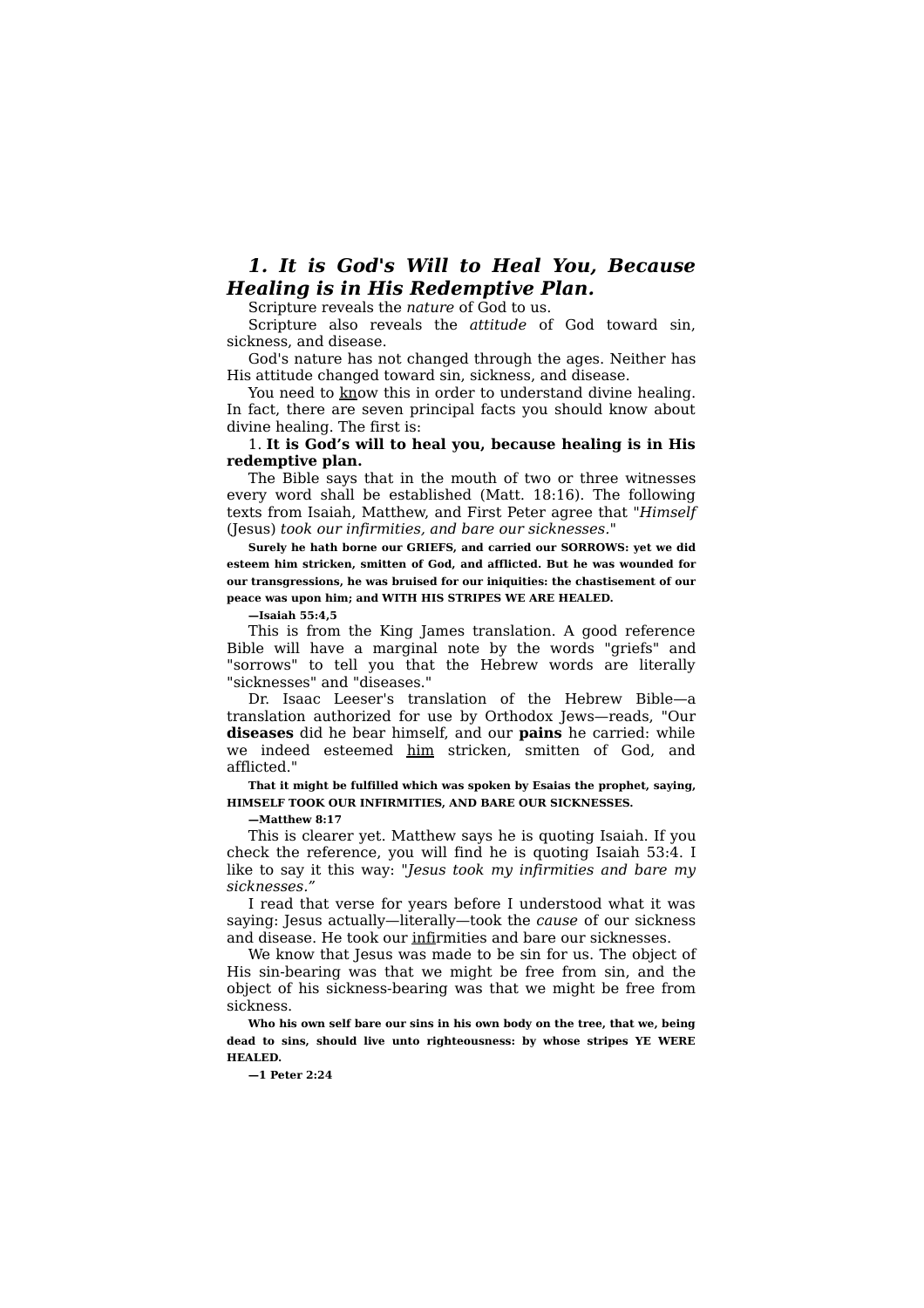## *1. It is God's Will to Heal You, Because Healing is in His Redemptive Plan.*

Scripture reveals the *nature* of God to us.

Scripture also reveals the *attitude* of God toward sin, sickness, and disease.

God's nature has not changed through the ages. Neither has His attitude changed toward sin, sickness, and disease.

You need to know this in order to understand divine healing. In fact, there are seven principal facts you should know about divine healing. The first is:

1. **It is God's will to heal you, because healing is in His redemptive plan.**

The Bible says that in the mouth of two or three witnesses every word shall be established (Matt. 18:16). The following texts from Isaiah, Matthew, and First Peter agree that "*Himself* (Jesus) *took our infirmities, and bare our sicknesses.*"

**Surely he hath borne our GRIEFS, and carried our SORROWS: yet we did esteem him stricken, smitten of God, and afflicted. But he was wounded for our transgressions, he was bruised for our iniquities: the chastisement of our peace was upon him; and WITH HIS STRIPES WE ARE HEALED.**

**—Isaiah 55:4,5**

This is from the King James translation. A good reference Bible will have a marginal note by the words "griefs" and "sorrows" to tell you that the Hebrew words are literally "sicknesses" and "diseases."

Dr. Isaac Leeser's translation of the Hebrew Bible—a translation authorized for use by Orthodox Jews—reads, "Our **diseases** did he bear himself, and our **pains** he carried: while we indeed esteemed him stricken, smitten of God, and afflicted."

**That it might be fulfilled which was spoken by Esaias the prophet, saying, HIMSELF TOOK OUR INFIRMITIES, AND BARE OUR SICKNESSES.**

**—Matthew 8:17**

This is clearer yet. Matthew says he is quoting Isaiah. If you check the reference, you will find he is quoting Isaiah 53:4. I like to say it this way: "*Jesus took my infirmities and bare my sicknesses.*"

I read that verse for years before I understood what it was saying: Jesus actually—literally—took the *cause* of our sickness and disease. He took our infirmities and bare our sicknesses.

We know that Jesus was made to be sin for us. The object of His sin-bearing was that we might be free from sin, and the object of his sickness-bearing was that we might be free from sickness.

**Who his own self bare our sins in his own body on the tree, that we, being dead to sins, should live unto righteousness: by whose stripes YE WERE HEALED.**

**—1 Peter 2:24**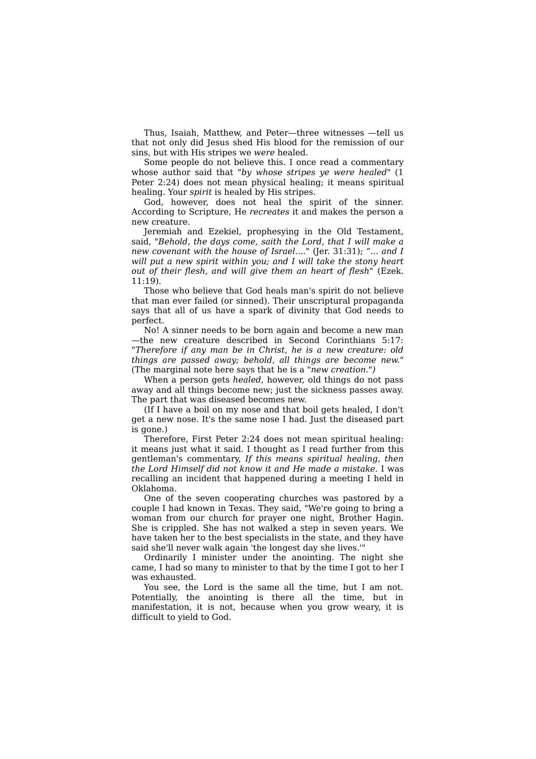Thus, Isaiah, Matthew, and Peter—three witnesses —tell us that not only did Jesus shed His blood for the remission of our sins, but with His stripes we *were* healed.

Some people do not believe this. I once read a commentary whose author said that "*by whose stripes ye were healed*" (1 Peter 2:24) does not mean physical healing; it means spiritual healing. Your *spirit* is healed by His stripes.

God, however, does not heal the spirit of the sinner. According to Scripture, He *recreates* it and makes the person a new creature.

Jeremiah and Ezekiel, prophesying in the Old Testament, said, "*Behold, the days come, saith the Lord, that I will make a new covenant with the house of Israel....*" (Jer. 31:31); *"... and I will put a new spirit within you; and I will take the stony heart out of their flesh, and will give them an heart of flesh*" (Ezek. 11:19).

Those who believe that God heals man's spirit do not believe that man ever failed (or sinned). Their unscriptural propaganda says that all of us have a spark of divinity that God needs to perfect.

No! A sinner needs to be born again and become a new man —the new creature described in Second Corinthians 5:17: "*Therefore if any man be in Christ, he is a new creature: old things are passed away; behold, all things are become new.*" (The marginal note here says that he is a "*new creation.*"*)*

When a person gets *healed,* however, old things do not pass away and all things become new; just the sickness passes away. The part that was diseased becomes new.

(If I have a boil on my nose and that boil gets healed, I don't get a new nose. It's the same nose I had. Just the diseased part is gone.)

Therefore, First Peter 2:24 does not mean spiritual healing: it means just what it said. I thought as I read further from this gentleman's commentary, *If this means spiritual healing, then the Lord Himself did not know it and He made a mistake.* I was recalling an incident that happened during a meeting I held in Oklahoma.

One of the seven cooperating churches was pastored by a couple I had known in Texas. They said, "We're going to bring a woman from our church for prayer one night, Brother Hagin. She is crippled. She has not walked a step in seven years. We have taken her to the best specialists in the state, and they have said she'll never walk again 'the longest day she lives.'"

Ordinarily I minister under the anointing. The night she came, I had so many to minister to that by the time I got to her I was exhausted.

You see, the Lord is the same all the time, but I am not. Potentially, the anointing is there all the time, but in manifestation, it is not, because when you grow weary, it is difficult to yield to God.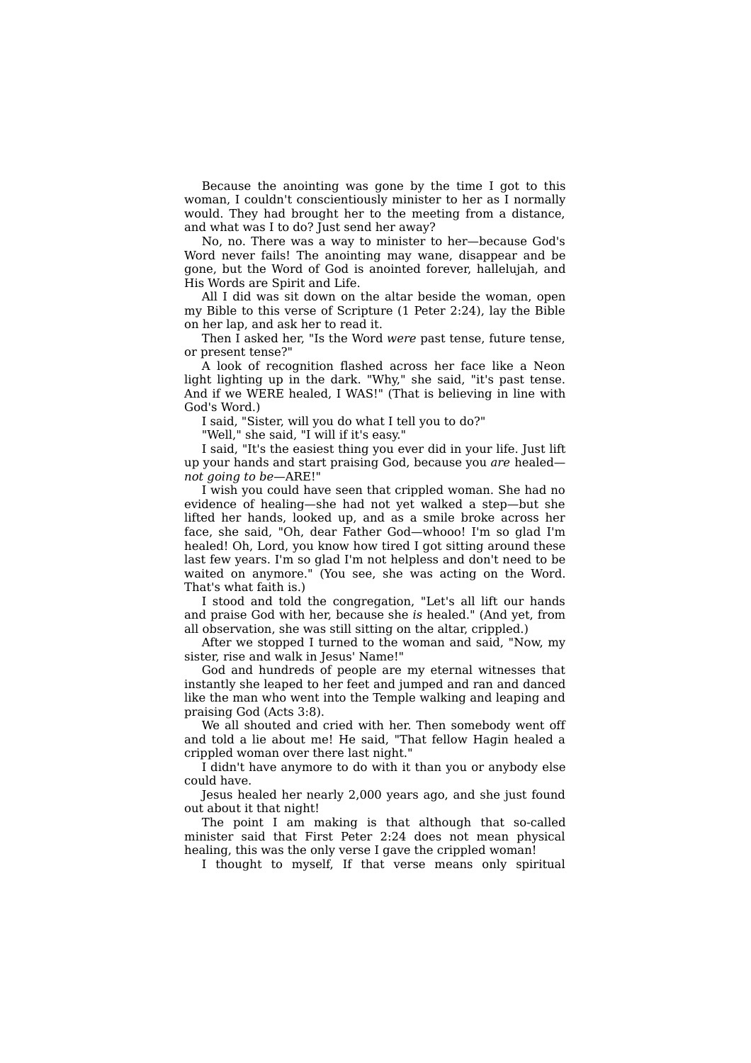Because the anointing was gone by the time I got to this woman, I couldn't conscientiously minister to her as I normally would. They had brought her to the meeting from a distance, and what was I to do? Just send her away?

No, no. There was a way to minister to her—because God's Word never fails! The anointing may wane, disappear and be gone, but the Word of God is anointed forever, hallelujah, and His Words are Spirit and Life.

All I did was sit down on the altar beside the woman, open my Bible to this verse of Scripture (1 Peter 2:24), lay the Bible on her lap, and ask her to read it.

Then I asked her, "Is the Word *were* past tense, future tense, or present tense?"

A look of recognition flashed across her face like a Neon light lighting up in the dark. "Why," she said, "it's past tense. And if we WERE healed, I WAS!" (That is believing in line with God's Word.)

I said, "Sister, will you do what I tell you to do?"

"Well," she said, "I will if it's easy."

I said, "It's the easiest thing you ever did in your life. Just lift up your hands and start praising God, because you *are* healed—*not going to be*—ARE!"

I wish you could have seen that crippled woman. She had no evidence of healing—she had not yet walked a step—but she lifted her hands, looked up, and as a smile broke across her face, she said, "Oh, dear Father God—whooo! I'm so glad I'm healed! Oh, Lord, you know how tired I got sitting around these last few years. I'm so glad I'm not helpless and don't need to be waited on anymore." (You see, she was acting on the Word. That's what faith is.)

I stood and told the congregation, "Let's all lift our hands and praise God with her, because she *is* healed." (And yet, from all observation, she was still sitting on the altar, crippled.)

After we stopped I turned to the woman and said, "Now, my sister, rise and walk in Jesus' Name!"

God and hundreds of people are my eternal witnesses that instantly she leaped to her feet and jumped and ran and danced like the man who went into the Temple walking and leaping and praising God (Acts 3:8).

We all shouted and cried with her. Then somebody went off and told a lie about me! He said, "That fellow Hagin healed a crippled woman over there last night."

I didn't have anymore to do with it than you or anybody else could have.

Jesus healed her nearly 2,000 years ago, and she just found out about it that night!

The point I am making is that although that so-called minister said that First Peter 2:24 does not mean physical healing, this was the only verse I gave the crippled woman!

I thought to myself, If that verse means only spiritual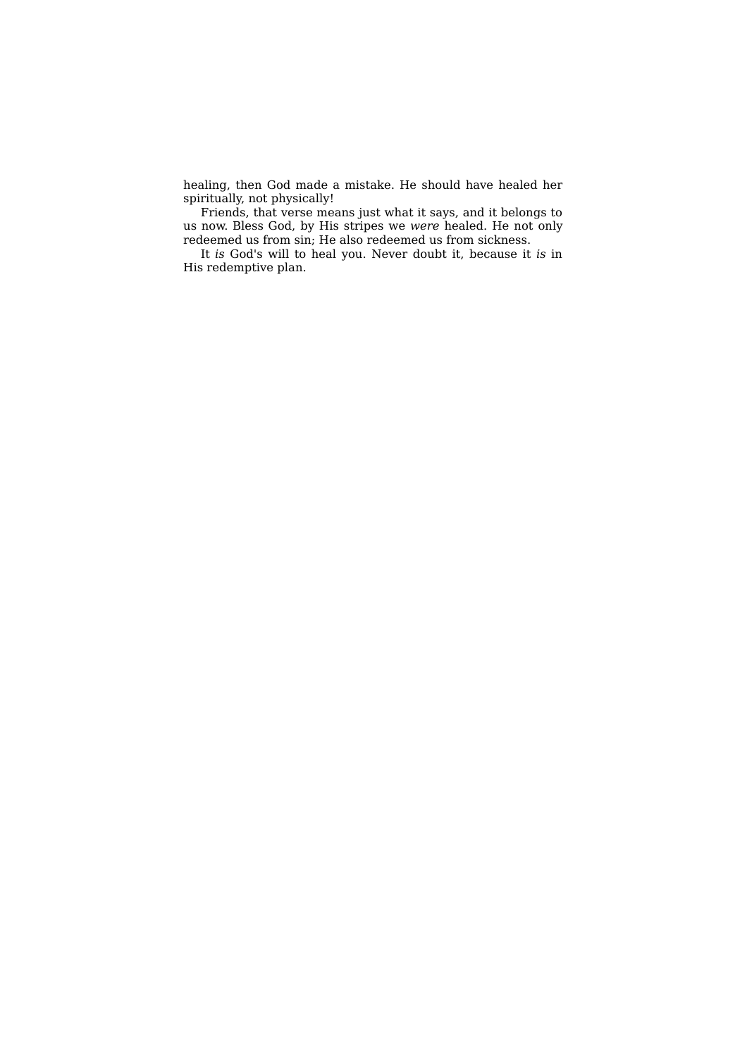healing, then God made a mistake. He should have healed her spiritually, not physically!

Friends, that verse means just what it says, and it belongs to us now. Bless God, by His stripes we *were* healed. He not only redeemed us from sin; He also redeemed us from sickness.

It *is* God's will to heal you. Never doubt it, because it *is* in His redemptive plan.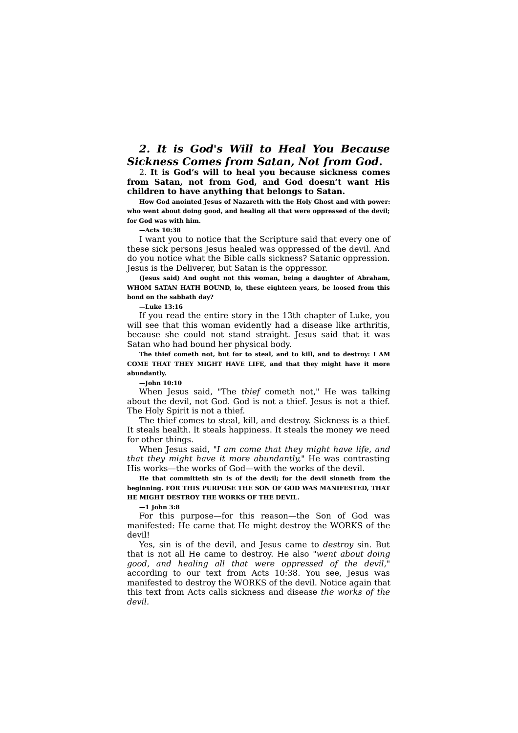## *2. It is God's Will to Heal You Because Sickness Comes from Satan, Not from God.*

2. **It is God's will to heal you because sickness comes from Satan, not from God, and God doesn't want His children to have anything that belongs to Satan.**

**How God anointed Jesus of Nazareth with the Holy Ghost and with power: who went about doing good, and healing all that were oppressed of the devil; for God was with him.**

**—Acts 10:38**

I want you to notice that the Scripture said that every one of these sick persons Jesus healed was oppressed of the devil. And do you notice what the Bible calls sickness? Satanic oppression. Jesus is the Deliverer, but Satan is the oppressor.

**(Jesus said) And ought not this woman, being a daughter of Abraham, WHOM SATAN HATH BOUND, lo, these eighteen years, be loosed from this bond on the sabbath day?**

**—Luke 13:16**

If you read the entire story in the 13th chapter of Luke, you will see that this woman evidently had a disease like arthritis, because she could not stand straight. Jesus said that it was Satan who had bound her physical body.

**The thief cometh not, but for to steal, and to kill, and to destroy: I AM COME THAT THEY MIGHT HAVE LIFE, and that they might have it more abundantly.**

**—John 10:10**

When Jesus said, "The *thief* cometh not," He was talking about the devil, not God. God is not a thief. Jesus is not a thief. The Holy Spirit is not a thief.

The thief comes to steal, kill, and destroy. Sickness is a thief. It steals health. It steals happiness. It steals the money we need for other things.

When Jesus said, "*I am come that they might have life, and that they might have it more abundantly,*" He was contrasting His works—the works of God—with the works of the devil.

**He that committeth sin is of the devil; for the devil sinneth from the beginning. FOR THIS PURPOSE THE SON OF GOD WAS MANIFESTED, THAT HE MIGHT DESTROY THE WORKS OF THE DEVIL.**

**—1 John 3:8**

For this purpose—for this reason—the Son of God was manifested: He came that He might destroy the WORKS of the devil!

Yes, sin is of the devil, and Jesus came to *destroy* sin. But that is not all He came to destroy. He also "*went about doing good, and healing all that were oppressed of the devil,*" according to our text from Acts 10:38. You see, Jesus was manifested to destroy the WORKS of the devil. Notice again that this text from Acts calls sickness and disease *the works of the devil.*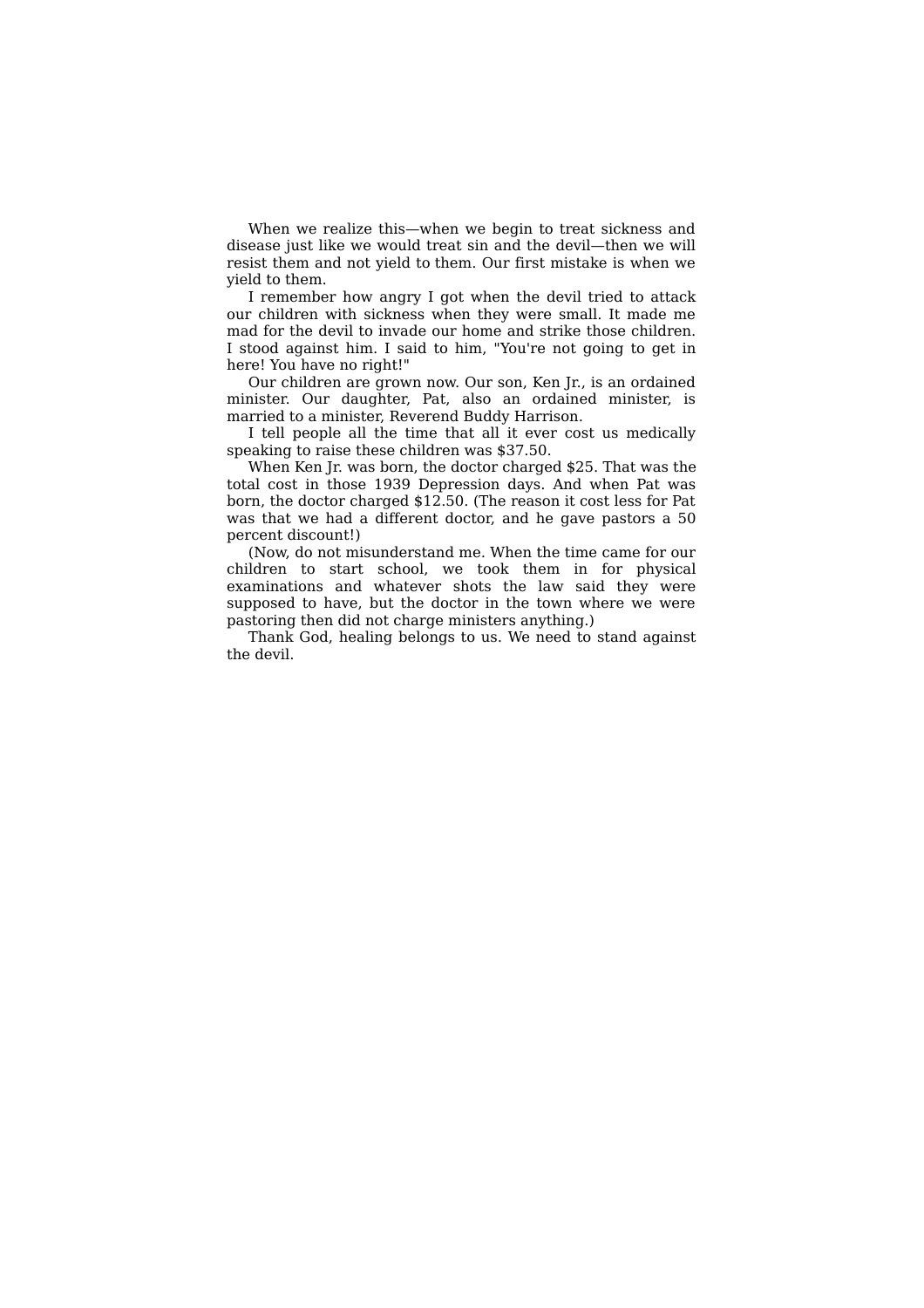When we realize this—when we begin to treat sickness and disease just like we would treat sin and the devil—then we will resist them and not yield to them. Our first mistake is when we yield to them.

I remember how angry I got when the devil tried to attack our children with sickness when they were small. It made me mad for the devil to invade our home and strike those children. I stood against him. I said to him, "You're not going to get in here! You have no right!"

Our children are grown now. Our son, Ken Jr., is an ordained minister. Our daughter, Pat, also an ordained minister, is married to a minister, Reverend Buddy Harrison.

I tell people all the time that all it ever cost us medically speaking to raise these children was $37.50.

When Ken Jr. was born, the doctor charged $25. That was the total cost in those 1939 Depression days. And when Pat was born, the doctor charged $12.50. (The reason it cost less for Pat was that we had a different doctor, and he gave pastors a 50 percent discount!)

(Now, do not misunderstand me. When the time came for our children to start school, we took them in for physical examinations and whatever shots the law said they were supposed to have, but the doctor in the town where we were pastoring then did not charge ministers anything.)

Thank God, healing belongs to us. We need to stand against the devil.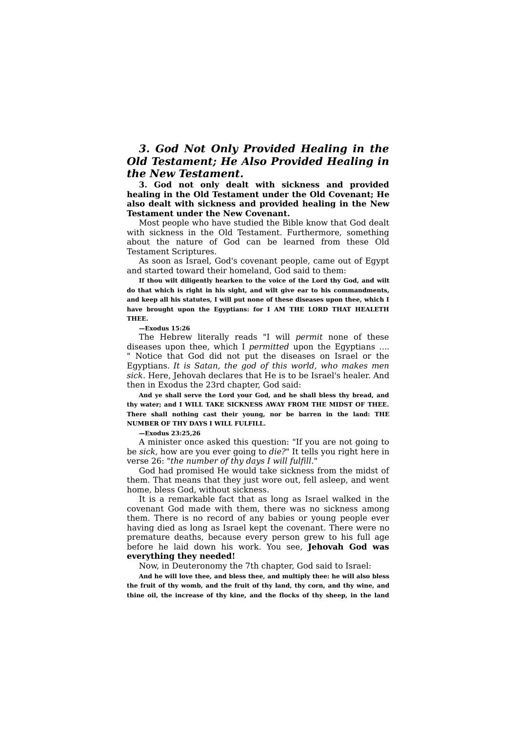### *3. God Not Only Provided Healing in the Old Testament; He Also Provided Healing in the New Testament.*

**3. God not only dealt with sickness and provided healing in the Old Testament under the Old Covenant; He also dealt with sickness and provided healing in the New Testament under the New Covenant.**

Most people who have studied the Bible know that God dealt with sickness in the Old Testament. Furthermore, something about the nature of God can be learned from these Old Testament Scriptures.

As soon as Israel, God's covenant people, came out of Egypt and started toward their homeland, God said to them:

> **If thou wilt diligently hearken to the voice of the Lord thy God, and wilt do that which is right in his sight, and wilt give ear to his commandments, and keep all his statutes, I will put none of these diseases upon thee, which I have brought upon the Egyptians: for I AM THE LORD THAT HEALETH THEE.**
>
> **—Exodus 15:26**

The Hebrew literally reads "I will *permit* none of these diseases upon thee, which I *permitted* upon the Egyptians .... " Notice that God did not put the diseases on Israel or the Egyptians. *It is Satan, the god of this world, who makes men sick*. Here, Jehovah declares that He is to be Israel's healer. And then in Exodus the 23rd chapter, God said:

> **And ye shall serve the Lord your God, and he shall bless thy bread, and thy water; and I WILL TAKE SICKNESS AWAY FROM THE MIDST OF THEE. There shall nothing cast their young, nor be barren in the land: THE NUMBER OF THY DAYS I WILL FULFILL.**
>
> **—Exodus 23:25,26**

A minister once asked this question: "If you are not going to be *sick,* how are you ever going to *die?*" It tells you right here in verse 26: "*the number of thy days I will fulfill*."

God had promised He would take sickness from the midst of them. That means that they just wore out, fell asleep, and went home, bless God, without sickness.

It is a remarkable fact that as long as Israel walked in the covenant God made with them, there was no sickness among them. There is no record of any babies or young people ever having died as long as Israel kept the covenant. There were no premature deaths, because every person grew to his full age before he laid down his work. You see, **Jehovah God was everything they needed!**

Now, in Deuteronomy the 7th chapter, God said to Israel:

> **And he will love thee, and bless thee, and multiply thee: he will also bless the fruit of thy womb, and the fruit of thy land, thy corn, and thy wine, and thine oil, the increase of thy kine, and the flocks of thy sheep, in the land**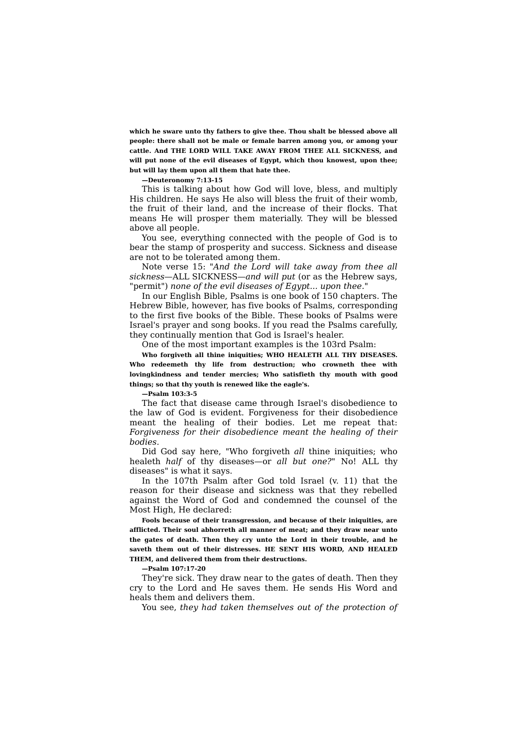**which he sware unto thy fathers to give thee. Thou shalt be blessed above all people: there shall not be male or female barren among you, or among your cattle. And THE LORD WILL TAKE AWAY FROM THEE ALL SICKNESS, and will put none of the evil diseases of Egypt, which thou knowest, upon thee; but will lay them upon all them that hate thee.**

**—Deuteronomy 7:13-15**

This is talking about how God will love, bless, and multiply His children. He says He also will bless the fruit of their womb, the fruit of their land, and the increase of their flocks. That means He will prosper them materially. They will be blessed above all people.

You see, everything connected with the people of God is to bear the stamp of prosperity and success. Sickness and disease are not to be tolerated among them.

Note verse 15: "*And the Lord will take away from thee all sickness*—ALL SICKNESS—*and will put* (or as the Hebrew says, "permit") *none of the evil diseases of Egypt... upon thee*."

In our English Bible, Psalms is one book of 150 chapters. The Hebrew Bible, however, has five books of Psalms, corresponding to the first five books of the Bible. These books of Psalms were Israel's prayer and song books. If you read the Psalms carefully, they continually mention that God is Israel's healer.

One of the most important examples is the 103rd Psalm:

**Who forgiveth all thine iniquities; WHO HEALETH ALL THY DISEASES. Who redeemeth thy life from destruction; who crowneth thee with lovingkindness and tender mercies; Who satisfieth thy mouth with good things; so that thy youth is renewed like the eagle's.**

**—Psalm 103:3-5**

The fact that disease came through Israel's disobedience to the law of God is evident. Forgiveness for their disobedience meant the healing of their bodies. Let me repeat that: *Forgiveness for their disobedience meant the healing of their bodies*.

Did God say here, "Who forgiveth *all* thine iniquities; who healeth *half* of thy diseases—or *all but one?*" No! ALL thy diseases" is what it says.

In the 107th Psalm after God told Israel (v. 11) that the reason for their disease and sickness was that they rebelled against the Word of God and condemned the counsel of the Most High, He declared:

**Fools because of their transgression, and because of their iniquities, are afflicted. Their soul abhorreth all manner of meat; and they draw near unto the gates of death. Then they cry unto the Lord in their trouble, and he saveth them out of their distresses. HE SENT HIS WORD, AND HEALED THEM, and delivered them from their destructions.**

**—Psalm 107:17-20**

They're sick. They draw near to the gates of death. Then they cry to the Lord and He saves them. He sends His Word and heals them and delivers them.

You see, *they had taken themselves out of the protection of*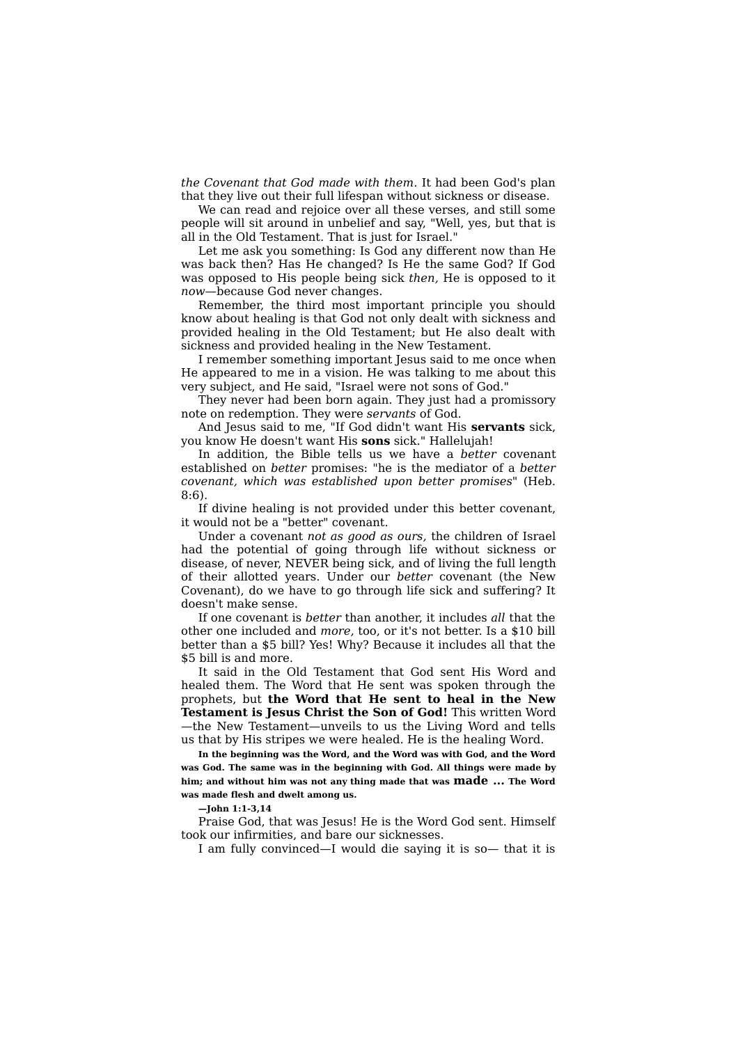*the Covenant that God made with them.* It had been God's plan that they live out their full lifespan without sickness or disease.

We can read and rejoice over all these verses, and still some people will sit around in unbelief and say, "Well, yes, but that is all in the Old Testament. That is just for Israel."

Let me ask you something: Is God any different now than He was back then? Has He changed? Is He the same God? If God was opposed to His people being sick *then,* He is opposed to it *now*—because God never changes.

Remember, the third most important principle you should know about healing is that God not only dealt with sickness and provided healing in the Old Testament; but He also dealt with sickness and provided healing in the New Testament.

I remember something important Jesus said to me once when He appeared to me in a vision. He was talking to me about this very subject, and He said, "Israel were not sons of God."

They never had been born again. They just had a promissory note on redemption. They were *servants* of God.

And Jesus said to me, "If God didn't want His **servants** sick, you know He doesn't want His **sons** sick." Hallelujah!

In addition, the Bible tells us we have a *better* covenant established on *better* promises: "he is the mediator of a *better covenant, which was established upon better promises*" (Heb. 8:6).

If divine healing is not provided under this better covenant, it would not be a "better" covenant.

Under a covenant *not as good as ours,* the children of Israel had the potential of going through life without sickness or disease, of never, NEVER being sick, and of living the full length of their allotted years. Under our *better* covenant (the New Covenant), do we have to go through life sick and suffering? It doesn't make sense.

If one covenant is *better* than another, it includes *all* that the other one included and *more,* too, or it's not better. Is a $10 bill better than a $5 bill? Yes! Why? Because it includes all that the $5 bill is and more.

It said in the Old Testament that God sent His Word and healed them. The Word that He sent was spoken through the prophets, but **the Word that He sent to heal in the New Testament is Jesus Christ the Son of God!** This written Word—the New Testament—unveils to us the Living Word and tells us that by His stripes we were healed. He is the healing Word.

> **In the beginning was the Word, and the Word was with God, and the Word was God. The same was in the beginning with God. All things were made by him; and without him was not any thing made that was made ... The Word was made flesh and dwelt among us.**
>
> **—John 1:1-3,14**

Praise God, that was Jesus! He is the Word God sent. Himself took our infirmities, and bare our sicknesses.

I am fully convinced—I would die saying it is so— that it is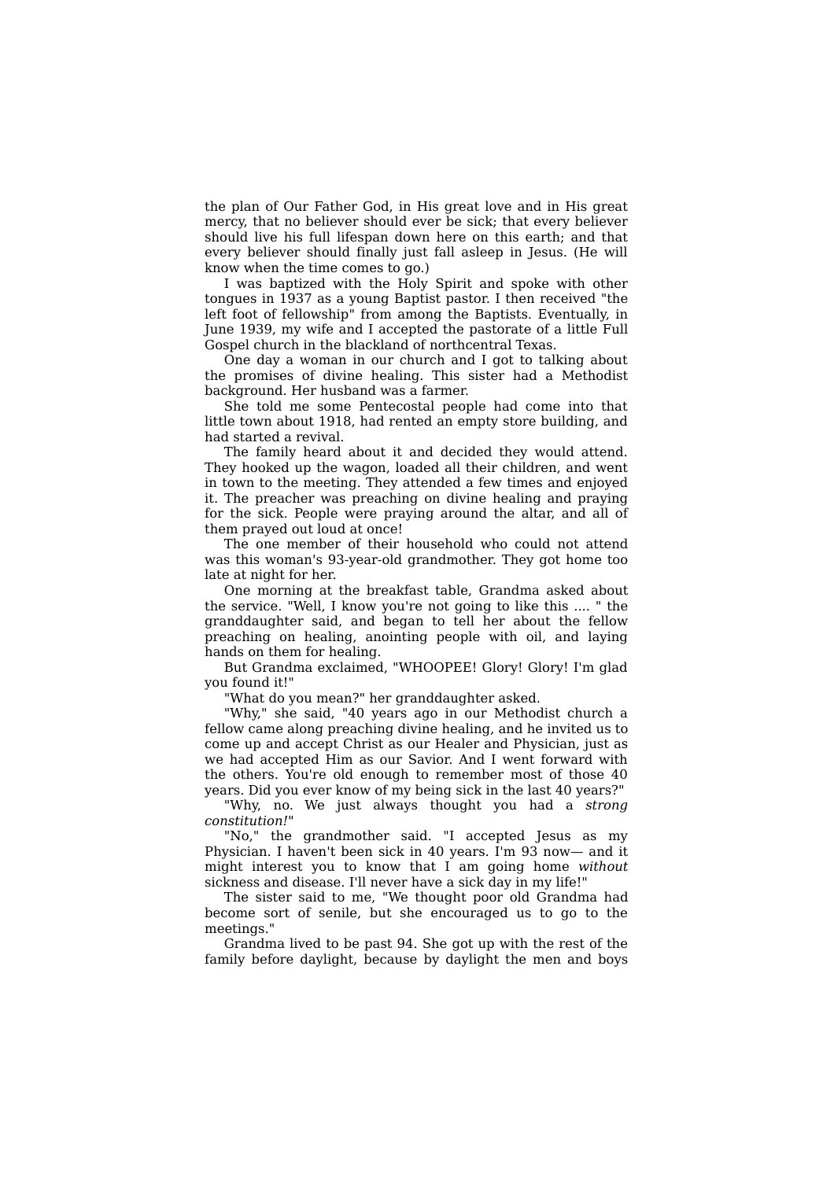the plan of Our Father God, in His great love and in His great mercy, that no believer should ever be sick; that every believer should live his full lifespan down here on this earth; and that every believer should finally just fall asleep in Jesus. (He will know when the time comes to go.)

I was baptized with the Holy Spirit and spoke with other tongues in 1937 as a young Baptist pastor. I then received "the left foot of fellowship" from among the Baptists. Eventually, in June 1939, my wife and I accepted the pastorate of a little Full Gospel church in the blackland of northcentral Texas.

One day a woman in our church and I got to talking about the promises of divine healing. This sister had a Methodist background. Her husband was a farmer.

She told me some Pentecostal people had come into that little town about 1918, had rented an empty store building, and had started a revival.

The family heard about it and decided they would attend. They hooked up the wagon, loaded all their children, and went in town to the meeting. They attended a few times and enjoyed it. The preacher was preaching on divine healing and praying for the sick. People were praying around the altar, and all of them prayed out loud at once!

The one member of their household who could not attend was this woman's 93-year-old grandmother. They got home too late at night for her.

One morning at the breakfast table, Grandma asked about the service. "Well, I know you're not going to like this .... " the granddaughter said, and began to tell her about the fellow preaching on healing, anointing people with oil, and laying hands on them for healing.

But Grandma exclaimed, "WHOOPEE! Glory! Glory! I'm glad you found it!"

"What do you mean?" her granddaughter asked.

"Why," she said, "40 years ago in our Methodist church a fellow came along preaching divine healing, and he invited us to come up and accept Christ as our Healer and Physician, just as we had accepted Him as our Savior. And I went forward with the others. You're old enough to remember most of those 40 years. Did you ever know of my being sick in the last 40 years?"

"Why, no. We just always thought you had a *strong constitution!*"

"No," the grandmother said. "I accepted Jesus as my Physician. I haven't been sick in 40 years. I'm 93 now— and it might interest you to know that I am going home *without* sickness and disease. I'll never have a sick day in my life!"

The sister said to me, "We thought poor old Grandma had become sort of senile, but she encouraged us to go to the meetings."

Grandma lived to be past 94. She got up with the rest of the family before daylight, because by daylight the men and boys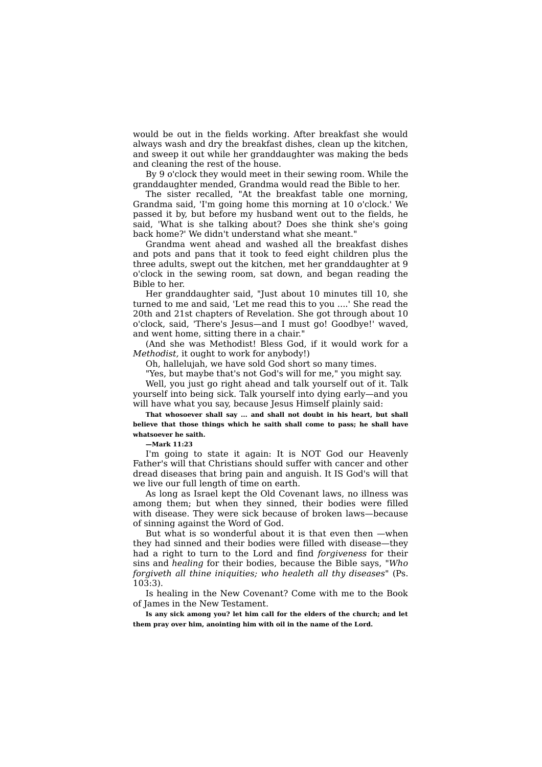would be out in the fields working. After breakfast she would always wash and dry the breakfast dishes, clean up the kitchen, and sweep it out while her granddaughter was making the beds and cleaning the rest of the house.

By 9 o'clock they would meet in their sewing room. While the granddaughter mended, Grandma would read the Bible to her.

The sister recalled, "At the breakfast table one morning, Grandma said, 'I'm going home this morning at 10 o'clock.' We passed it by, but before my husband went out to the fields, he said, 'What is she talking about? Does she think she's going back home?' We didn't understand what she meant."

Grandma went ahead and washed all the breakfast dishes and pots and pans that it took to feed eight children plus the three adults, swept out the kitchen, met her granddaughter at 9 o'clock in the sewing room, sat down, and began reading the Bible to her.

Her granddaughter said, "Just about 10 minutes till 10, she turned to me and said, 'Let me read this to you ....' She read the 20th and 21st chapters of Revelation. She got through about 10 o'clock, said, 'There's Jesus—and I must go! Goodbye!' waved, and went home, sitting there in a chair."

(And she was Methodist! Bless God, if it would work for a *Methodist,* it ought to work for anybody!)

Oh, hallelujah, we have sold God short so many times.

"Yes, but maybe that's not God's will for me," you might say.

Well, you just go right ahead and talk yourself out of it. Talk yourself into being sick. Talk yourself into dying early—and you will have what you say, because Jesus Himself plainly said:

**That whosoever shall say ... and shall not doubt in his heart, but shall believe that those things which he saith shall come to pass; he shall have whatsoever he saith.**

**—Mark 11:23**

I'm going to state it again: It is NOT God our Heavenly Father's will that Christians should suffer with cancer and other dread diseases that bring pain and anguish. It IS God's will that we live our full length of time on earth.

As long as Israel kept the Old Covenant laws, no illness was among them; but when they sinned, their bodies were filled with disease. They were sick because of broken laws—because of sinning against the Word of God.

But what is so wonderful about it is that even then —when they had sinned and their bodies were filled with disease—they had a right to turn to the Lord and find *forgiveness* for their sins and *healing* for their bodies, because the Bible says, "*Who forgiveth all thine iniquities; who healeth all thy diseases*" (Ps. 103:3).

Is healing in the New Covenant? Come with me to the Book of James in the New Testament.

**Is any sick among you? let him call for the elders of the church; and let them pray over him, anointing him with oil in the name of the Lord.**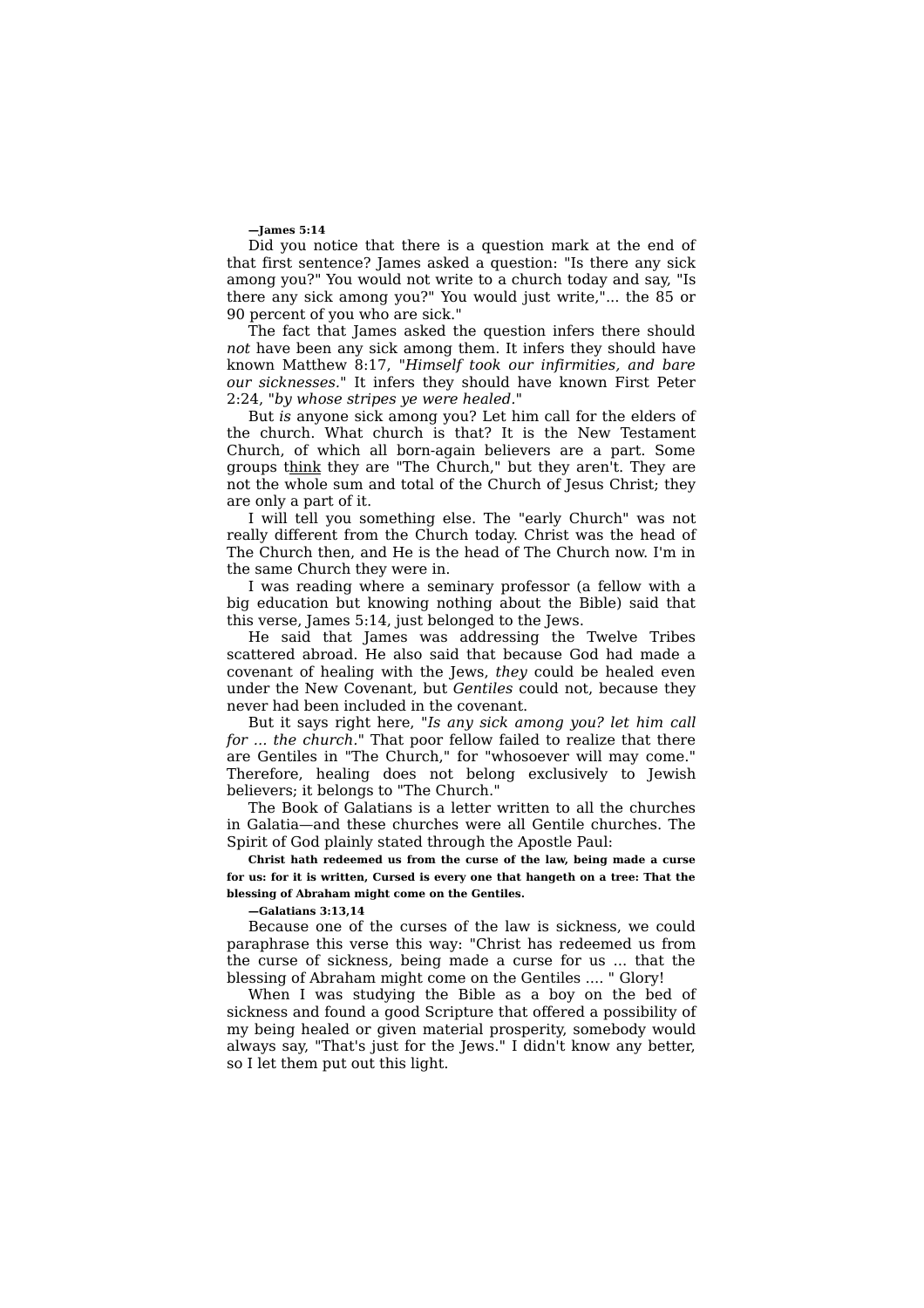**—James 5:14**

Did you notice that there is a question mark at the end of that first sentence? James asked a question: "Is there any sick among you?" You would not write to a church today and say, "Is there any sick among you?" You would just write,"... the 85 or 90 percent of you who are sick."

The fact that James asked the question infers there should *not* have been any sick among them. It infers they should have known Matthew 8:17, "*Himself took our infirmities, and bare our sicknesses.*" It infers they should have known First Peter 2:24, "*by whose stripes ye were healed*."

But *is* anyone sick among you? Let him call for the elders of the church. What church is that? It is the New Testament Church, of which all born-again believers are a part. Some groups think they are "The Church," but they aren't. They are not the whole sum and total of the Church of Jesus Christ; they are only a part of it.

I will tell you something else. The "early Church" was not really different from the Church today. Christ was the head of The Church then, and He is the head of The Church now. I'm in the same Church they were in.

I was reading where a seminary professor (a fellow with a big education but knowing nothing about the Bible) said that this verse, James 5:14, just belonged to the Jews.

He said that James was addressing the Twelve Tribes scattered abroad. He also said that because God had made a covenant of healing with the Jews, *they* could be healed even under the New Covenant, but *Gentiles* could not, because they never had been included in the covenant.

But it says right here, "*Is any sick among you? let him call for ... the church*." That poor fellow failed to realize that there are Gentiles in "The Church," for "whosoever will may come." Therefore, healing does not belong exclusively to Jewish believers; it belongs to "The Church."

The Book of Galatians is a letter written to all the churches in Galatia—and these churches were all Gentile churches. The Spirit of God plainly stated through the Apostle Paul:

**Christ hath redeemed us from the curse of the law, being made a curse for us: for it is written, Cursed is every one that hangeth on a tree: That the blessing of Abraham might come on the Gentiles.**

**—Galatians 3:13,14**

Because one of the curses of the law is sickness, we could paraphrase this verse this way: "Christ has redeemed us from the curse of sickness, being made a curse for us ... that the blessing of Abraham might come on the Gentiles .... " Glory!

When I was studying the Bible as a boy on the bed of sickness and found a good Scripture that offered a possibility of my being healed or given material prosperity, somebody would always say, "That's just for the Jews." I didn't know any better, so I let them put out this light.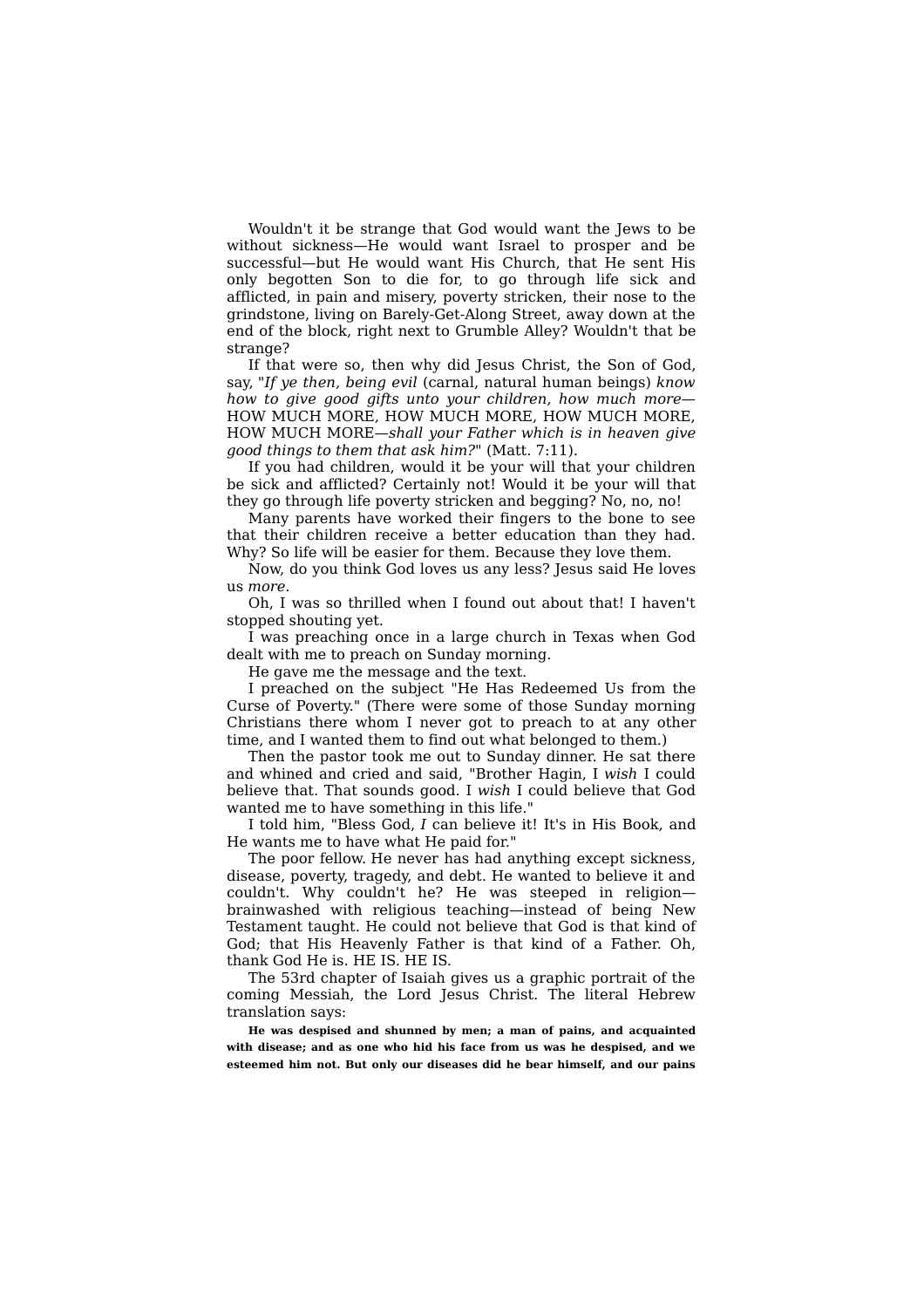Wouldn't it be strange that God would want the Jews to be without sickness—He would want Israel to prosper and be successful—but He would want His Church, that He sent His only begotten Son to die for, to go through life sick and afflicted, in pain and misery, poverty stricken, their nose to the grindstone, living on Barely-Get-Along Street, away down at the end of the block, right next to Grumble Alley? Wouldn't that be strange?

If that were so, then why did Jesus Christ, the Son of God, say, "*If ye then, being evil* (carnal, natural human beings) *know how to give good gifts unto your children, how much more*—HOW MUCH MORE, HOW MUCH MORE, HOW MUCH MORE, HOW MUCH MORE—*shall your Father which is in heaven give good things to them that ask him?*" (Matt. 7:11).

If you had children, would it be your will that your children be sick and afflicted? Certainly not! Would it be your will that they go through life poverty stricken and begging? No, no, no!

Many parents have worked their fingers to the bone to see that their children receive a better education than they had. Why? So life will be easier for them. Because they love them.

Now, do you think God loves us any less? Jesus said He loves us *more*.

Oh, I was so thrilled when I found out about that! I haven't stopped shouting yet.

I was preaching once in a large church in Texas when God dealt with me to preach on Sunday morning.

He gave me the message and the text.

I preached on the subject "He Has Redeemed Us from the Curse of Poverty." (There were some of those Sunday morning Christians there whom I never got to preach to at any other time, and I wanted them to find out what belonged to them.)

Then the pastor took me out to Sunday dinner. He sat there and whined and cried and said, "Brother Hagin, I *wish* I could believe that. That sounds good. I *wish* I could believe that God wanted me to have something in this life."

I told him, "Bless God, *I* can believe it! It's in His Book, and He wants me to have what He paid for."

The poor fellow. He never has had anything except sickness, disease, poverty, tragedy, and debt. He wanted to believe it and couldn't. Why couldn't he? He was steeped in religion—brainwashed with religious teaching—instead of being New Testament taught. He could not believe that God is that kind of God; that His Heavenly Father is that kind of a Father. Oh, thank God He is. HE IS. HE IS.

The 53rd chapter of Isaiah gives us a graphic portrait of the coming Messiah, the Lord Jesus Christ. The literal Hebrew translation says:

**He was despised and shunned by men; a man of pains, and acquainted with disease; and as one who hid his face from us was he despised, and we esteemed him not. But only our diseases did he bear himself, and our pains**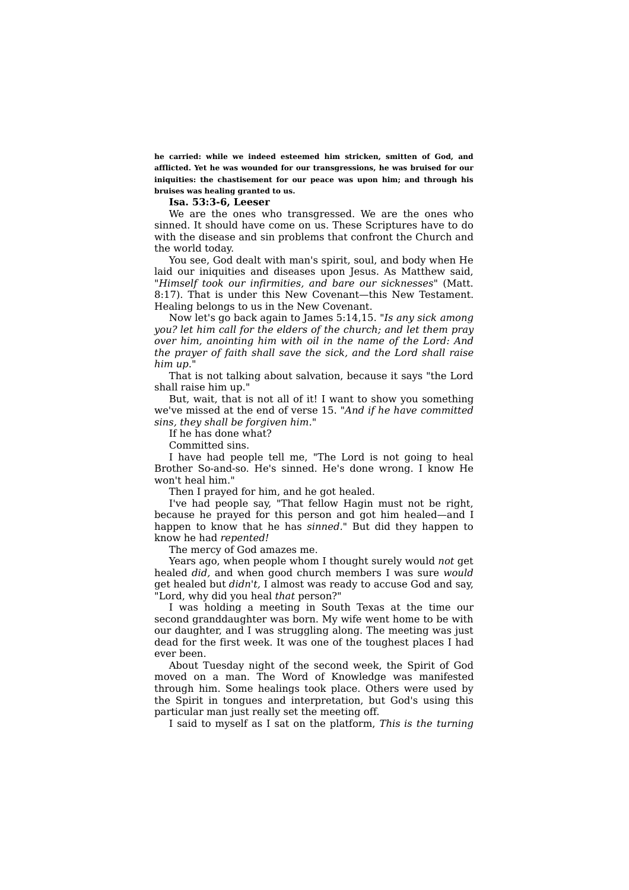**he carried: while we indeed esteemed him stricken, smitten of God, and afflicted. Yet he was wounded for our transgressions, he was bruised for our iniquities: the chastisement for our peace was upon him; and through his bruises was healing granted to us.**

**Isa. 53:3-6, Leeser**

We are the ones who transgressed. We are the ones who sinned. It should have come on us. These Scriptures have to do with the disease and sin problems that confront the Church and the world today.

You see, God dealt with man's spirit, soul, and body when He laid our iniquities and diseases upon Jesus. As Matthew said, "*Himself took our infirmities, and bare our sicknesses*" (Matt. 8:17). That is under this New Covenant—this New Testament. Healing belongs to us in the New Covenant.

Now let's go back again to James 5:14,15. "*Is any sick among you? let him call for the elders of the church; and let them pray over him, anointing him with oil in the name of the Lord: And the prayer of faith shall save the sick, and the Lord shall raise him up.*"

That is not talking about salvation, because it says "the Lord shall raise him up."

But, wait, that is not all of it! I want to show you something we've missed at the end of verse 15. "*And if he have committed sins, they shall be forgiven him.*"

If he has done what?

Committed sins.

I have had people tell me, "The Lord is not going to heal Brother So-and-so. He's sinned. He's done wrong. I know He won't heal him."

Then I prayed for him, and he got healed.

I've had people say, "That fellow Hagin must not be right, because he prayed for this person and got him healed—and I happen to know that he has *sinned*." But did they happen to know he had *repented!*

The mercy of God amazes me.

Years ago, when people whom I thought surely would *not* get healed *did,* and when good church members I was sure *would* get healed but *didn't,* I almost was ready to accuse God and say, "Lord, why did you heal *that* person?"

I was holding a meeting in South Texas at the time our second granddaughter was born. My wife went home to be with our daughter, and I was struggling along. The meeting was just dead for the first week. It was one of the toughest places I had ever been.

About Tuesday night of the second week, the Spirit of God moved on a man. The Word of Knowledge was manifested through him. Some healings took place. Others were used by the Spirit in tongues and interpretation, but God's using this particular man just really set the meeting off.

I said to myself as I sat on the platform, *This is the turning*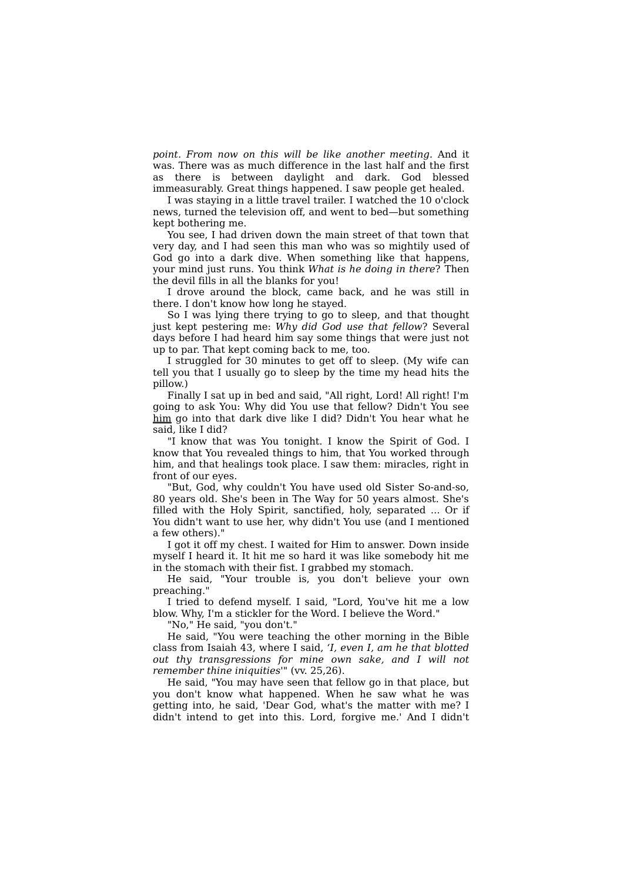*point. From now on this will be like another meeting.* And it was. There was as much difference in the last half and the first as there is between daylight and dark. God blessed immeasurably. Great things happened. I saw people get healed.

I was staying in a little travel trailer. I watched the 10 o'clock news, turned the television off, and went to bed—but something kept bothering me.

You see, I had driven down the main street of that town that very day, and I had seen this man who was so mightily used of God go into a dark dive. When something like that happens, your mind just runs. You think *What is he doing in there*? Then the devil fills in all the blanks for you!

I drove around the block, came back, and he was still in there. I don't know how long he stayed.

So I was lying there trying to go to sleep, and that thought just kept pestering me: *Why did God use that fellow*? Several days before I had heard him say some things that were just not up to par. That kept coming back to me, too.

I struggled for 30 minutes to get off to sleep. (My wife can tell you that I usually go to sleep by the time my head hits the pillow.)

Finally I sat up in bed and said, "All right, Lord! All right! I'm going to ask You: Why did You use that fellow? Didn't You see <u>him</u> go into that dark dive like I did? Didn't You hear what he said, like I did?

"I know that was You tonight. I know the Spirit of God. I know that You revealed things to him, that You worked through him, and that healings took place. I saw them: miracles, right in front of our eyes.

"But, God, why couldn't You have used old Sister So-and-so, 80 years old. She's been in The Way for 50 years almost. She's filled with the Holy Spirit, sanctified, holy, separated ... Or if You didn't want to use her, why didn't You use (and I mentioned a few others)."

I got it off my chest. I waited for Him to answer. Down inside myself I heard it. It hit me so hard it was like somebody hit me in the stomach with their fist. I grabbed my stomach.

He said, "Your trouble is, you don't believe your own preaching."

I tried to defend myself. I said, "Lord, You've hit me a low blow. Why, I'm a stickler for the Word. I believe the Word."

"No," He said, "you don't."

He said, "You were teaching the other morning in the Bible class from Isaiah 43, where I said, *'I, even I, am he that blotted out thy transgressions for mine own sake, and I will not remember thine iniquities'*" (vv. 25,26).

He said, "You may have seen that fellow go in that place, but you don't know what happened. When he saw what he was getting into, he said, 'Dear God, what's the matter with me? I didn't intend to get into this. Lord, forgive me.' And I didn't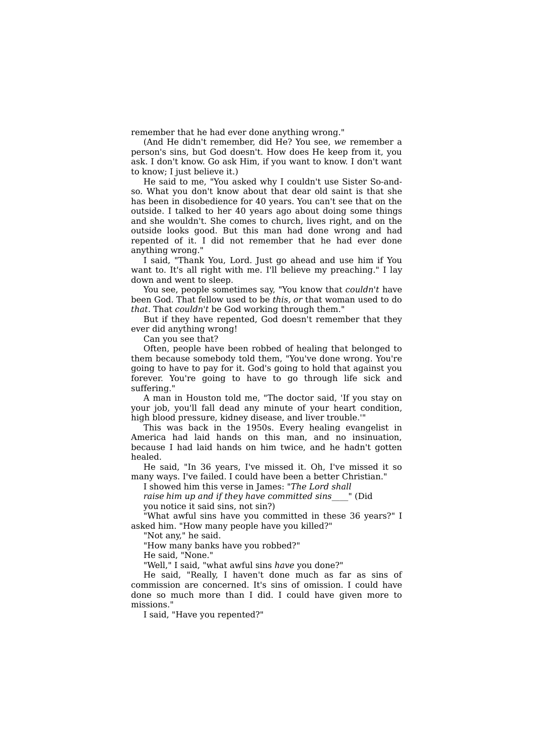remember that he had ever done anything wrong."

(And He didn't remember, did He? You see, *we* remember a person's sins, but God doesn't. How does He keep from it, you ask. I don't know. Go ask Him, if you want to know. I don't want to know; I just believe it.)

He said to me, "You asked why I couldn't use Sister So-and-so. What you don't know about that dear old saint is that she has been in disobedience for 40 years. You can't see that on the outside. I talked to her 40 years ago about doing some things and she wouldn't. She comes to church, lives right, and on the outside looks good. But this man had done wrong and had repented of it. I did not remember that he had ever done anything wrong."

I said, "Thank You, Lord. Just go ahead and use him if You want to. It's all right with me. I'll believe my preaching." I lay down and went to sleep.

You see, people sometimes say, "You know that *couldn't* have been God. That fellow used to be *this, or* that woman used to do *that.* That *couldn't* be God working through them."

But if they have repented, God doesn't remember that they ever did anything wrong!

Can you see that?

Often, people have been robbed of healing that belonged to them because somebody told them, "You've done wrong. You're going to have to pay for it. God's going to hold that against you forever. You're going to have to go through life sick and suffering."

A man in Houston told me, "The doctor said, 'If you stay on your job, you'll fall dead any minute of your heart condition, high blood pressure, kidney disease, and liver trouble.'"

This was back in the 1950s. Every healing evangelist in America had laid hands on this man, and no insinuation, because I had laid hands on him twice, and he hadn't gotten healed.

He said, "In 36 years, I've missed it. Oh, I've missed it so many ways. I've failed. I could have been a better Christian."

I showed him this verse in James: "*The Lord shall raise him up and if they have committed sins*\_\_\_\_" (Did you notice it said sins, not sin?)

"What awful sins have you committed in these 36 years?" I asked him. "How many people have you killed?"

"Not any," he said.

"How many banks have you robbed?"

He said, "None."

"Well," I said, "what awful sins *have* you done?"

He said, "Really, I haven't done much as far as sins of commission are concerned. It's sins of omission. I could have done so much more than I did. I could have given more to missions."

I said, "Have you repented?"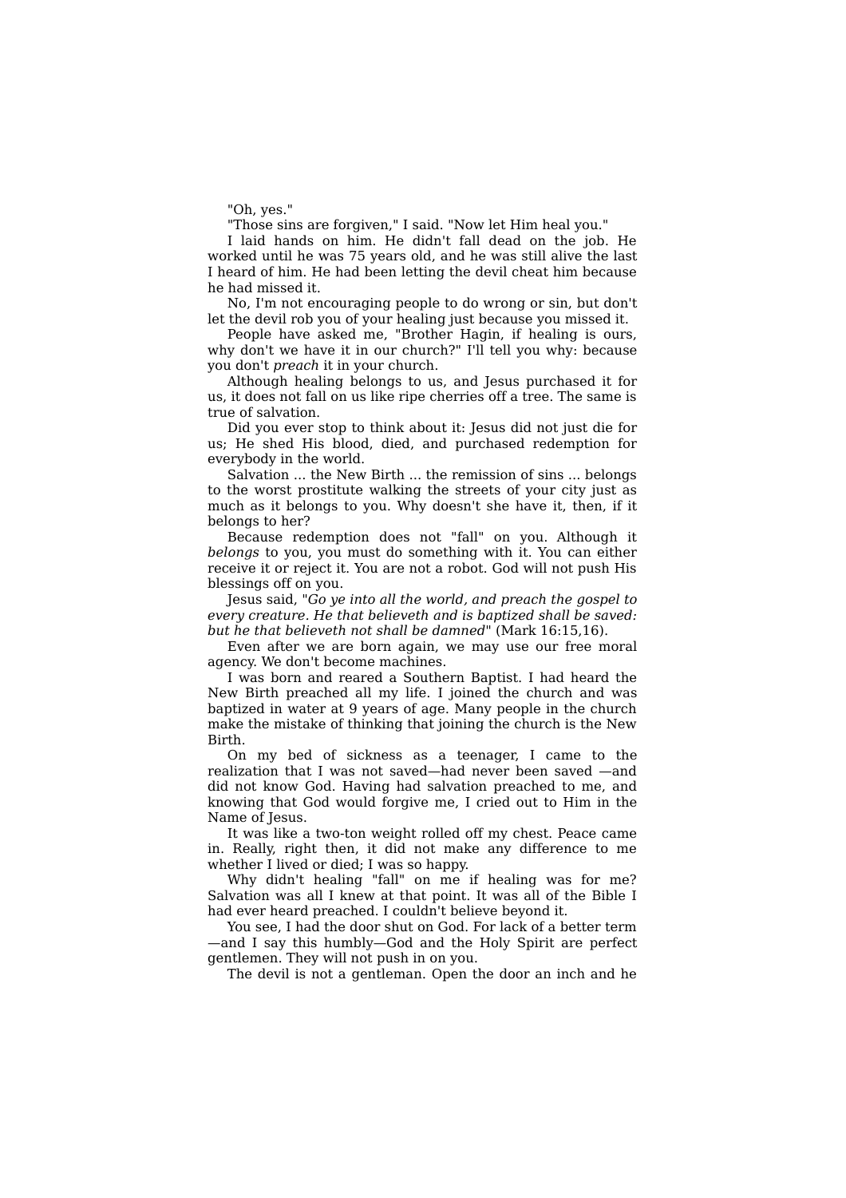"Oh, yes."

"Those sins are forgiven," I said. "Now let Him heal you."

I laid hands on him. He didn't fall dead on the job. He worked until he was 75 years old, and he was still alive the last I heard of him. He had been letting the devil cheat him because he had missed it.

No, I'm not encouraging people to do wrong or sin, but don't let the devil rob you of your healing just because you missed it.

People have asked me, "Brother Hagin, if healing is ours, why don't we have it in our church?" I'll tell you why: because you don't *preach* it in your church.

Although healing belongs to us, and Jesus purchased it for us, it does not fall on us like ripe cherries off a tree. The same is true of salvation.

Did you ever stop to think about it: Jesus did not just die for us; He shed His blood, died, and purchased redemption for everybody in the world.

Salvation ... the New Birth ... the remission of sins ... belongs to the worst prostitute walking the streets of your city just as much as it belongs to you. Why doesn't she have it, then, if it belongs to her?

Because redemption does not "fall" on you. Although it *belongs* to you, you must do something with it. You can either receive it or reject it. You are not a robot. God will not push His blessings off on you.

Jesus said, "*Go ye into all the world, and preach the gospel to every creature. He that believeth and is baptized shall be saved: but he that believeth not shall be damned*" (Mark 16:15,16).

Even after we are born again, we may use our free moral agency. We don't become machines.

I was born and reared a Southern Baptist. I had heard the New Birth preached all my life. I joined the church and was baptized in water at 9 years of age. Many people in the church make the mistake of thinking that joining the church is the New Birth.

On my bed of sickness as a teenager, I came to the realization that I was not saved—had never been saved —and did not know God. Having had salvation preached to me, and knowing that God would forgive me, I cried out to Him in the Name of Jesus.

It was like a two-ton weight rolled off my chest. Peace came in. Really, right then, it did not make any difference to me whether I lived or died; I was so happy.

Why didn't healing "fall" on me if healing was for me? Salvation was all I knew at that point. It was all of the Bible I had ever heard preached. I couldn't believe beyond it.

You see, I had the door shut on God. For lack of a better term —and I say this humbly—God and the Holy Spirit are perfect gentlemen. They will not push in on you.

The devil is not a gentleman. Open the door an inch and he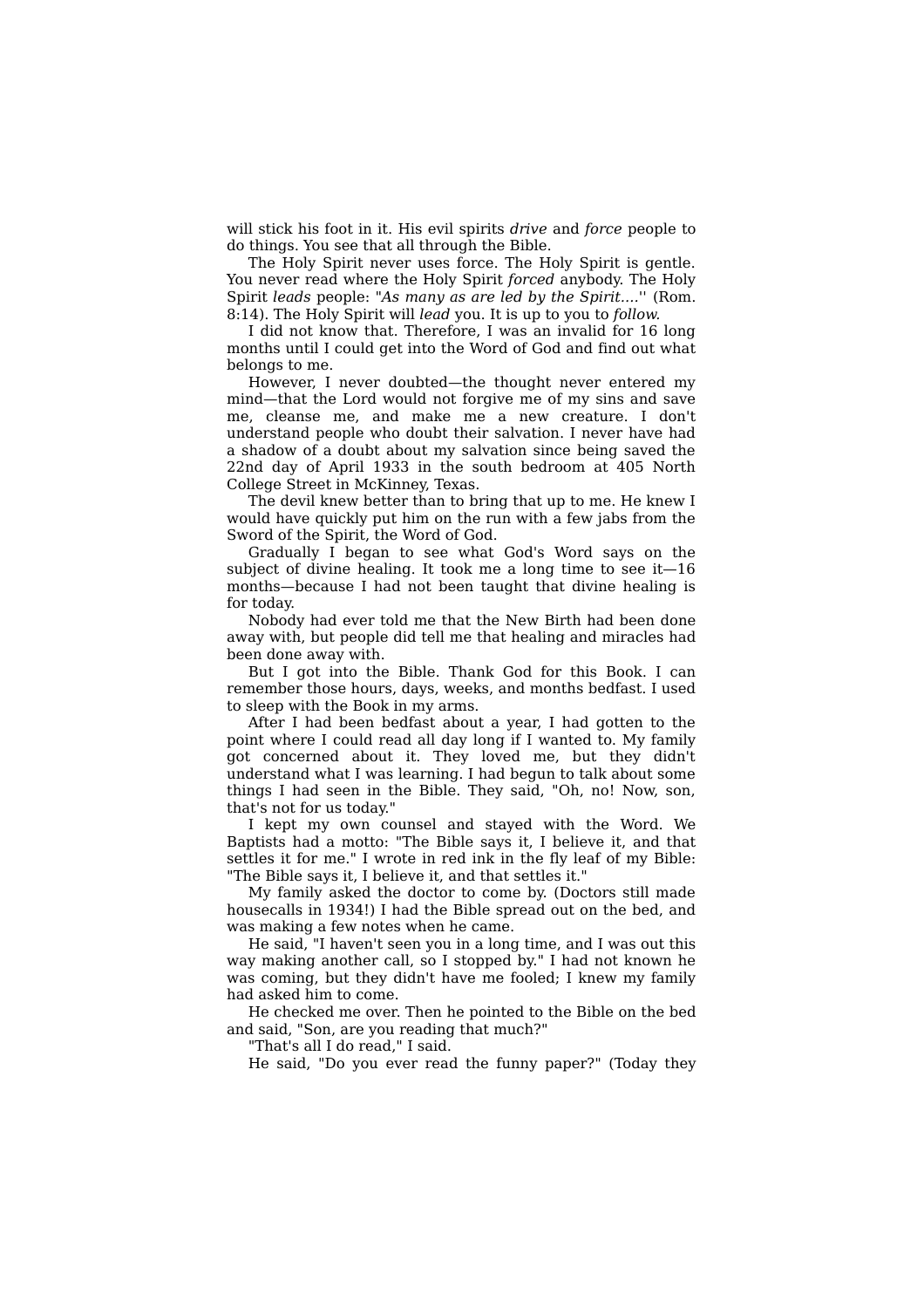will stick his foot in it. His evil spirits *drive* and *force* people to do things. You see that all through the Bible.

The Holy Spirit never uses force. The Holy Spirit is gentle. You never read where the Holy Spirit *forced* anybody. The Holy Spirit *leads* people: "*As many as are led by the Spirit....*'' (Rom. 8:14). The Holy Spirit will *lead* you. It is up to you to *follow*.

I did not know that. Therefore, I was an invalid for 16 long months until I could get into the Word of God and find out what belongs to me.

However, I never doubted—the thought never entered my mind—that the Lord would not forgive me of my sins and save me, cleanse me, and make me a new creature. I don't understand people who doubt their salvation. I never have had a shadow of a doubt about my salvation since being saved the 22nd day of April 1933 in the south bedroom at 405 North College Street in McKinney, Texas.

The devil knew better than to bring that up to me. He knew I would have quickly put him on the run with a few jabs from the Sword of the Spirit, the Word of God.

Gradually I began to see what God's Word says on the subject of divine healing. It took me a long time to see it—16 months—because I had not been taught that divine healing is for today.

Nobody had ever told me that the New Birth had been done away with, but people did tell me that healing and miracles had been done away with.

But I got into the Bible. Thank God for this Book. I can remember those hours, days, weeks, and months bedfast. I used to sleep with the Book in my arms.

After I had been bedfast about a year, I had gotten to the point where I could read all day long if I wanted to. My family got concerned about it. They loved me, but they didn't understand what I was learning. I had begun to talk about some things I had seen in the Bible. They said, "Oh, no! Now, son, that's not for us today."

I kept my own counsel and stayed with the Word. We Baptists had a motto: "The Bible says it, I believe it, and that settles it for me." I wrote in red ink in the fly leaf of my Bible: "The Bible says it, I believe it, and that settles it."

My family asked the doctor to come by. (Doctors still made housecalls in 1934!) I had the Bible spread out on the bed, and was making a few notes when he came.

He said, "I haven't seen you in a long time, and I was out this way making another call, so I stopped by." I had not known he was coming, but they didn't have me fooled; I knew my family had asked him to come.

He checked me over. Then he pointed to the Bible on the bed and said, "Son, are you reading that much?"

"That's all I do read," I said.

He said, "Do you ever read the funny paper?" (Today they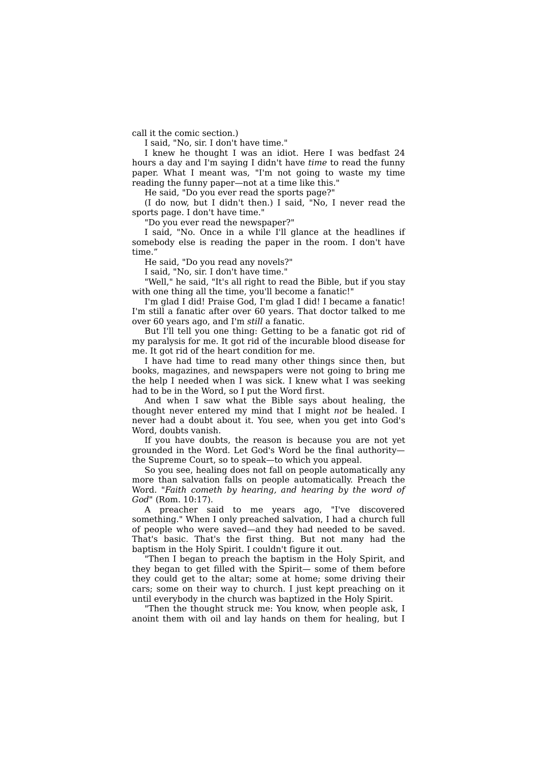call it the comic section.)

I said, "No, sir. I don't have time."

I knew he thought I was an idiot. Here I was bedfast 24 hours a day and I'm saying I didn't have *time* to read the funny paper. What I meant was, "I'm not going to waste my time reading the funny paper—not at a time like this."

He said, "Do you ever read the sports page?"

(I do now, but I didn't then.) I said, "No, I never read the sports page. I don't have time."

"Do you ever read the newspaper?"

I said, "No. Once in a while I'll glance at the headlines if somebody else is reading the paper in the room. I don't have time.”

He said, "Do you read any novels?"

I said, "No, sir. I don't have time."

"Well," he said, "It's all right to read the Bible, but if you stay with one thing all the time, you'll become a fanatic!"

I'm glad I did! Praise God, I'm glad I did! I became a fanatic! I'm still a fanatic after over 60 years. That doctor talked to me over 60 years ago, and I'm *still* a fanatic.

But I'll tell you one thing: Getting to be a fanatic got rid of my paralysis for me. It got rid of the incurable blood disease for me. It got rid of the heart condition for me.

I have had time to read many other things since then, but books, magazines, and newspapers were not going to bring me the help I needed when I was sick. I knew what I was seeking had to be in the Word, so I put the Word first.

And when I saw what the Bible says about healing, the thought never entered my mind that I might *not* be healed. I never had a doubt about it. You see, when you get into God's Word, doubts vanish.

If you have doubts, the reason is because you are not yet grounded in the Word. Let God's Word be the final authority—the Supreme Court, so to speak—to which you appeal.

So you see, healing does not fall on people automatically any more than salvation falls on people automatically. Preach the Word. "*Faith cometh by hearing, and hearing by the word of God*" (Rom. 10:17).

A preacher said to me years ago, "I've discovered something." When I only preached salvation, I had a church full of people who were saved—and they had needed to be saved. That's basic. That's the first thing. But not many had the baptism in the Holy Spirit. I couldn't figure it out.

"Then I began to preach the baptism in the Holy Spirit, and they began to get filled with the Spirit— some of them before they could get to the altar; some at home; some driving their cars; some on their way to church. I just kept preaching on it until everybody in the church was baptized in the Holy Spirit.

"Then the thought struck me: You know, when people ask, I anoint them with oil and lay hands on them for healing, but I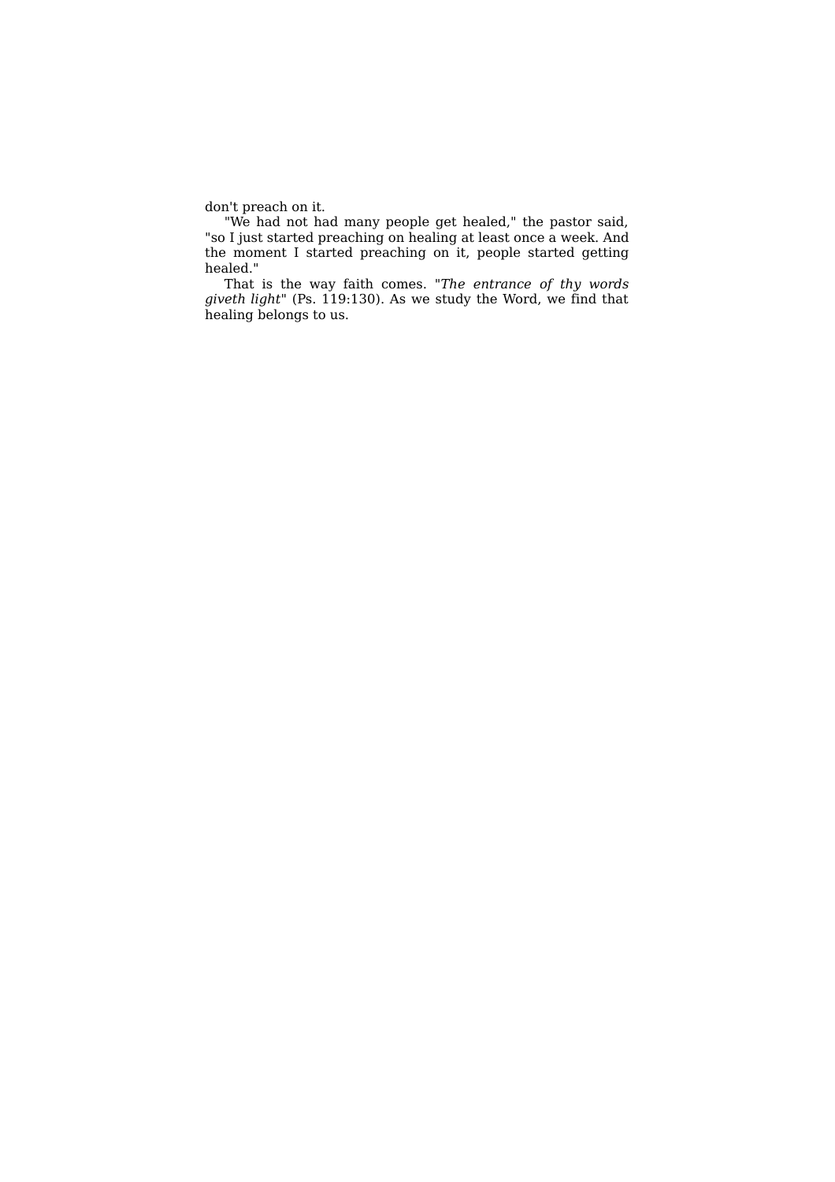don't preach on it.

"We had not had many people get healed," the pastor said, "so I just started preaching on healing at least once a week. And the moment I started preaching on it, people started getting healed."

That is the way faith comes. "*The entrance of thy words giveth light*" (Ps. 119:130). As we study the Word, we find that healing belongs to us.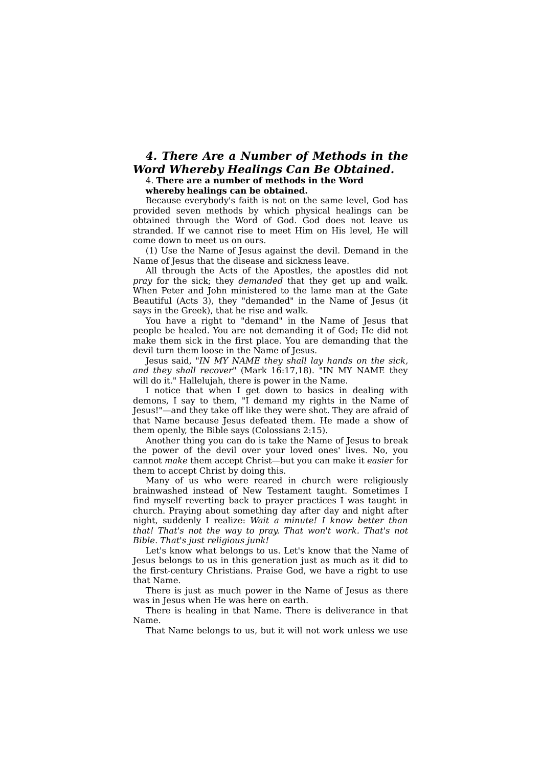## *4. There Are a Number of Methods in the Word Whereby Healings Can Be Obtained.*

4. **There are a number of methods in the Word whereby healings can be obtained.**

Because everybody's faith is not on the same level, God has provided seven methods by which physical healings can be obtained through the Word of God. God does not leave us stranded. If we cannot rise to meet Him on His level, He will come down to meet us on ours.

(1) Use the Name of Jesus against the devil. Demand in the Name of Jesus that the disease and sickness leave.

All through the Acts of the Apostles, the apostles did not *pray* for the sick; they *demanded* that they get up and walk. When Peter and John ministered to the lame man at the Gate Beautiful (Acts 3), they "demanded" in the Name of Jesus (it says in the Greek), that he rise and walk.

You have a right to "demand" in the Name of Jesus that people be healed. You are not demanding it of God; He did not make them sick in the first place. You are demanding that the devil turn them loose in the Name of Jesus.

Jesus said, "*IN MY NAME they shall lay hands on the sick, and they shall recover*" (Mark 16:17,18). "IN MY NAME they will do it." Hallelujah, there is power in the Name.

I notice that when I get down to basics in dealing with demons, I say to them, "I demand my rights in the Name of Jesus!"—and they take off like they were shot. They are afraid of that Name because Jesus defeated them. He made a show of them openly, the Bible says (Colossians 2:15).

Another thing you can do is take the Name of Jesus to break the power of the devil over your loved ones' lives. No, you cannot *make* them accept Christ—but you can make it *easier* for them to accept Christ by doing this.

Many of us who were reared in church were religiously brainwashed instead of New Testament taught. Sometimes I find myself reverting back to prayer practices I was taught in church. Praying about something day after day and night after night, suddenly I realize: *Wait a minute! I know better than that! That's not the way to pray. That won't work. That's not Bible. That's just religious junk!*

Let's know what belongs to us. Let's know that the Name of Jesus belongs to us in this generation just as much as it did to the first-century Christians. Praise God, we have a right to use that Name.

There is just as much power in the Name of Jesus as there was in Jesus when He was here on earth.

There is healing in that Name. There is deliverance in that Name.

That Name belongs to us, but it will not work unless we use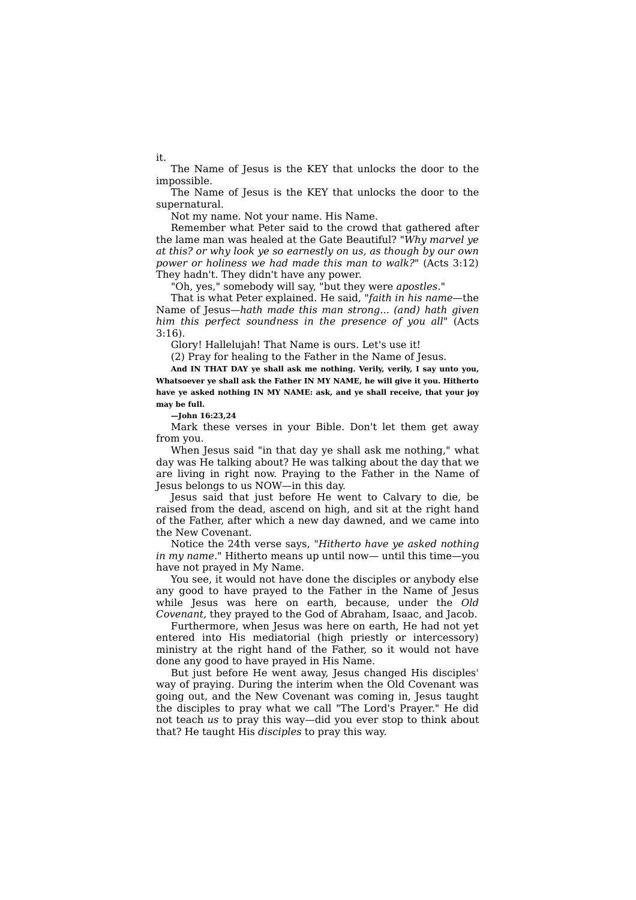it.

The Name of Jesus is the KEY that unlocks the door to the impossible.

The Name of Jesus is the KEY that unlocks the door to the supernatural.

Not my name. Not your name. His Name.

Remember what Peter said to the crowd that gathered after the lame man was healed at the Gate Beautiful? "*Why marvel ye at this? or why look ye so earnestly on us, as though by our own power or holiness we had made this man to walk?*" (Acts 3:12) They hadn't. They didn't have any power.

"Oh, yes," somebody will say, "but they were *apostles*."

That is what Peter explained. He said, "*faith in his name*—the Name of Jesus—*hath made this man strong... (and) hath given him this perfect soundness in the presence of you all*" (Acts 3:16).

Glory! Hallelujah! That Name is ours. Let's use it!

(2) Pray for healing to the Father in the Name of Jesus.

**And IN THAT DAY ye shall ask me nothing. Verily, verily, I say unto you, Whatsoever ye shall ask the Father IN MY NAME, he will give it you. Hitherto have ye asked nothing IN MY NAME: ask, and ye shall receive, that your joy may be full.**

**—John 16:23,24**

Mark these verses in your Bible. Don't let them get away from you.

When Jesus said "in that day ye shall ask me nothing," what day was He talking about? He was talking about the day that we are living in right now. Praying to the Father in the Name of Jesus belongs to us NOW—in this day.

Jesus said that just before He went to Calvary to die, be raised from the dead, ascend on high, and sit at the right hand of the Father, after which a new day dawned, and we came into the New Covenant.

Notice the 24th verse says, "*Hitherto have ye asked nothing in my name.*" Hitherto means up until now— until this time—you have not prayed in My Name.

You see, it would not have done the disciples or anybody else any good to have prayed to the Father in the Name of Jesus while Jesus was here on earth, because, under the *Old Covenant,* they prayed to the God of Abraham, Isaac, and Jacob.

Furthermore, when Jesus was here on earth, He had not yet entered into His mediatorial (high priestly or intercessory) ministry at the right hand of the Father, so it would not have done any good to have prayed in His Name.

But just before He went away, Jesus changed His disciples' way of praying. During the interim when the Old Covenant was going out, and the New Covenant was coming in, Jesus taught the disciples to pray what we call "The Lord's Prayer." He did not teach *us* to pray this way—did you ever stop to think about that? He taught His *disciples* to pray this way.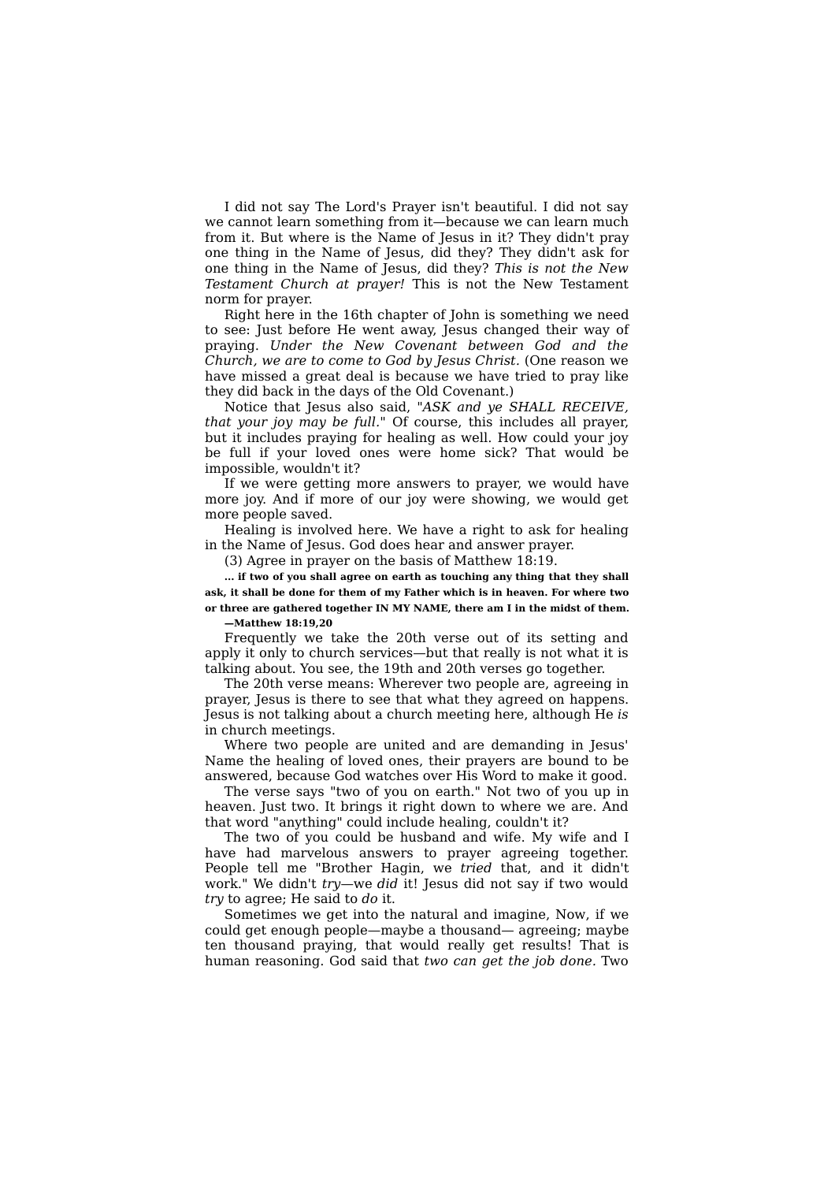I did not say The Lord's Prayer isn't beautiful. I did not say we cannot learn something from it—because we can learn much from it. But where is the Name of Jesus in it? They didn't pray one thing in the Name of Jesus, did they? They didn't ask for one thing in the Name of Jesus, did they? *This is not the New Testament Church at prayer!* This is not the New Testament norm for prayer.

Right here in the 16th chapter of John is something we need to see: Just before He went away, Jesus changed their way of praying. *Under the New Covenant between God and the Church, we are to come to God by Jesus Christ.* (One reason we have missed a great deal is because we have tried to pray like they did back in the days of the Old Covenant.)

Notice that Jesus also said, "*ASK and ye SHALL RECEIVE, that your joy may be full.*" Of course, this includes all prayer, but it includes praying for healing as well. How could your joy be full if your loved ones were home sick? That would be impossible, wouldn't it?

If we were getting more answers to prayer, we would have more joy. And if more of our joy were showing, we would get more people saved.

Healing is involved here. We have a right to ask for healing in the Name of Jesus. God does hear and answer prayer.

(3) Agree in prayer on the basis of Matthew 18:19.

> **... if two of you shall agree on earth as touching any thing that they shall ask, it shall be done for them of my Father which is in heaven. For where two or three are gathered together IN MY NAME, there am I in the midst of them.**
> **—Matthew 18:19,20**

Frequently we take the 20th verse out of its setting and apply it only to church services—but that really is not what it is talking about. You see, the 19th and 20th verses go together.

The 20th verse means: Wherever two people are, agreeing in prayer, Jesus is there to see that what they agreed on happens. Jesus is not talking about a church meeting here, although He *is* in church meetings.

Where two people are united and are demanding in Jesus' Name the healing of loved ones, their prayers are bound to be answered, because God watches over His Word to make it good.

The verse says "two of you on earth." Not two of you up in heaven. Just two. It brings it right down to where we are. And that word "anything" could include healing, couldn't it?

The two of you could be husband and wife. My wife and I have had marvelous answers to prayer agreeing together. People tell me "Brother Hagin, we *tried* that, and it didn't work." We didn't *try*—we *did* it! Jesus did not say if two would *try* to agree; He said to *do* it.

Sometimes we get into the natural and imagine, Now, if we could get enough people—maybe a thousand— agreeing; maybe ten thousand praying, that would really get results! That is human reasoning. God said that *two can get the job done*. Two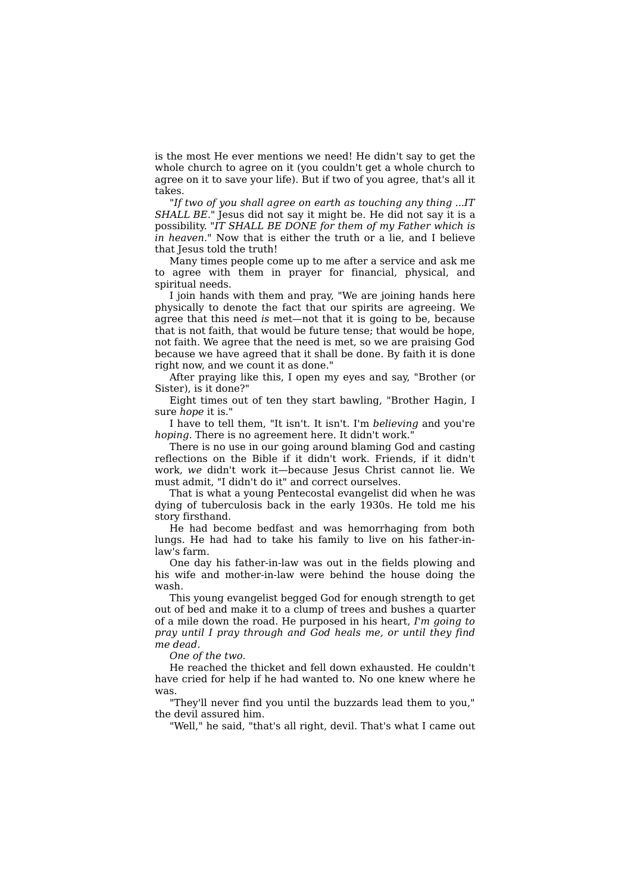is the most He ever mentions we need! He didn't say to get the whole church to agree on it (you couldn't get a whole church to agree on it to save your life). But if two of you agree, that's all it takes.

"*If two of you shall agree on earth as touching any thing ...IT SHALL BE*." Jesus did not say it might be. He did not say it is a possibility. "*IT SHALL BE DONE for them of my Father which is in heaven*." Now that is either the truth or a lie, and I believe that Jesus told the truth!

Many times people come up to me after a service and ask me to agree with them in prayer for financial, physical, and spiritual needs.

I join hands with them and pray, "We are joining hands here physically to denote the fact that our spirits are agreeing. We agree that this need *is* met—not that it is going to be, because that is not faith, that would be future tense; that would be hope, not faith. We agree that the need is met, so we are praising God because we have agreed that it shall be done. By faith it is done right now, and we count it as done."

After praying like this, I open my eyes and say, "Brother (or Sister), is it done?"

Eight times out of ten they start bawling, "Brother Hagin, I sure *hope* it is."

I have to tell them, "It isn't. It isn't. I'm *believing* and you're *hoping*. There is no agreement here. It didn't work."

There is no use in our going around blaming God and casting reflections on the Bible if it didn't work. Friends, if it didn't work, *we* didn't work it—because Jesus Christ cannot lie. We must admit, "I didn't do it" and correct ourselves.

That is what a young Pentecostal evangelist did when he was dying of tuberculosis back in the early 1930s. He told me his story firsthand.

He had become bedfast and was hemorrhaging from both lungs. He had had to take his family to live on his father-in-law's farm.

One day his father-in-law was out in the fields plowing and his wife and mother-in-law were behind the house doing the wash.

This young evangelist begged God for enough strength to get out of bed and make it to a clump of trees and bushes a quarter of a mile down the road. He purposed in his heart, *I'm going to pray until I pray through and God heals me, or until they find me dead*.

*One of the two.*

He reached the thicket and fell down exhausted. He couldn't have cried for help if he had wanted to. No one knew where he was.

"They'll never find you until the buzzards lead them to you," the devil assured him.

"Well," he said, "that's all right, devil. That's what I came out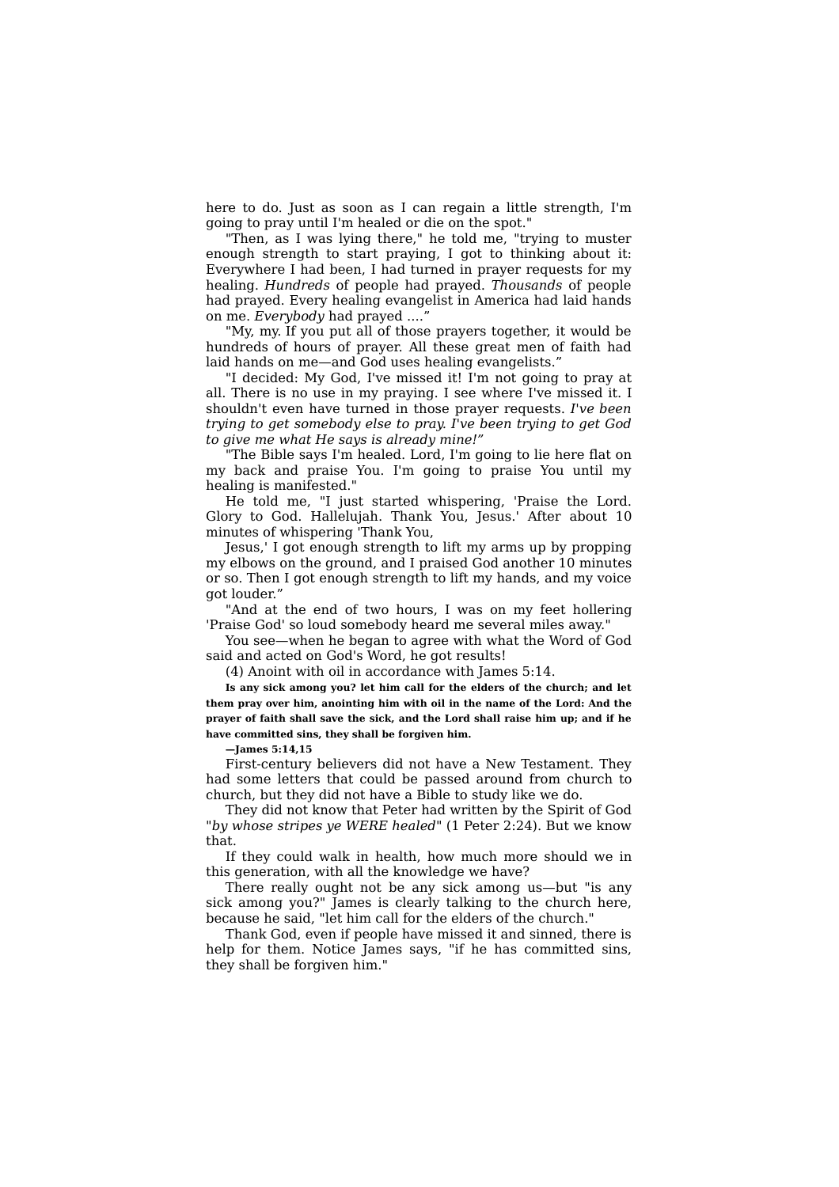here to do. Just as soon as I can regain a little strength, I'm going to pray until I'm healed or die on the spot."

"Then, as I was lying there," he told me, "trying to muster enough strength to start praying, I got to thinking about it: Everywhere I had been, I had turned in prayer requests for my healing. *Hundreds* of people had prayed. *Thousands* of people had prayed. Every healing evangelist in America had laid hands on me. *Everybody* had prayed ...."

"My, my. If you put all of those prayers together, it would be hundreds of hours of prayer. All these great men of faith had laid hands on me—and God uses healing evangelists."

"I decided: My God, I've missed it! I'm not going to pray at all. There is no use in my praying. I see where I've missed it. I shouldn't even have turned in those prayer requests. *I've been trying to get somebody else to pray. I've been trying to get God to give me what He says is already mine!"*

"The Bible says I'm healed. Lord, I'm going to lie here flat on my back and praise You. I'm going to praise You until my healing is manifested."

He told me, "I just started whispering, 'Praise the Lord. Glory to God. Hallelujah. Thank You, Jesus.' After about 10 minutes of whispering 'Thank You,

Jesus,' I got enough strength to lift my arms up by propping my elbows on the ground, and I praised God another 10 minutes or so. Then I got enough strength to lift my hands, and my voice got louder."

"And at the end of two hours, I was on my feet hollering 'Praise God' so loud somebody heard me several miles away."

You see—when he began to agree with what the Word of God said and acted on God's Word, he got results!

(4) Anoint with oil in accordance with James 5:14.

**Is any sick among you? let him call for the elders of the church; and let them pray over him, anointing him with oil in the name of the Lord: And the prayer of faith shall save the sick, and the Lord shall raise him up; and if he have committed sins, they shall be forgiven him.**

**—James 5:14,15**

First-century believers did not have a New Testament. They had some letters that could be passed around from church to church, but they did not have a Bible to study like we do.

They did not know that Peter had written by the Spirit of God "*by whose stripes ye WERE healed*" (1 Peter 2:24). But we know that.

If they could walk in health, how much more should we in this generation, with all the knowledge we have?

There really ought not be any sick among us—but "is any sick among you?" James is clearly talking to the church here, because he said, "let him call for the elders of the church."

Thank God, even if people have missed it and sinned, there is help for them. Notice James says, "if he has committed sins, they shall be forgiven him."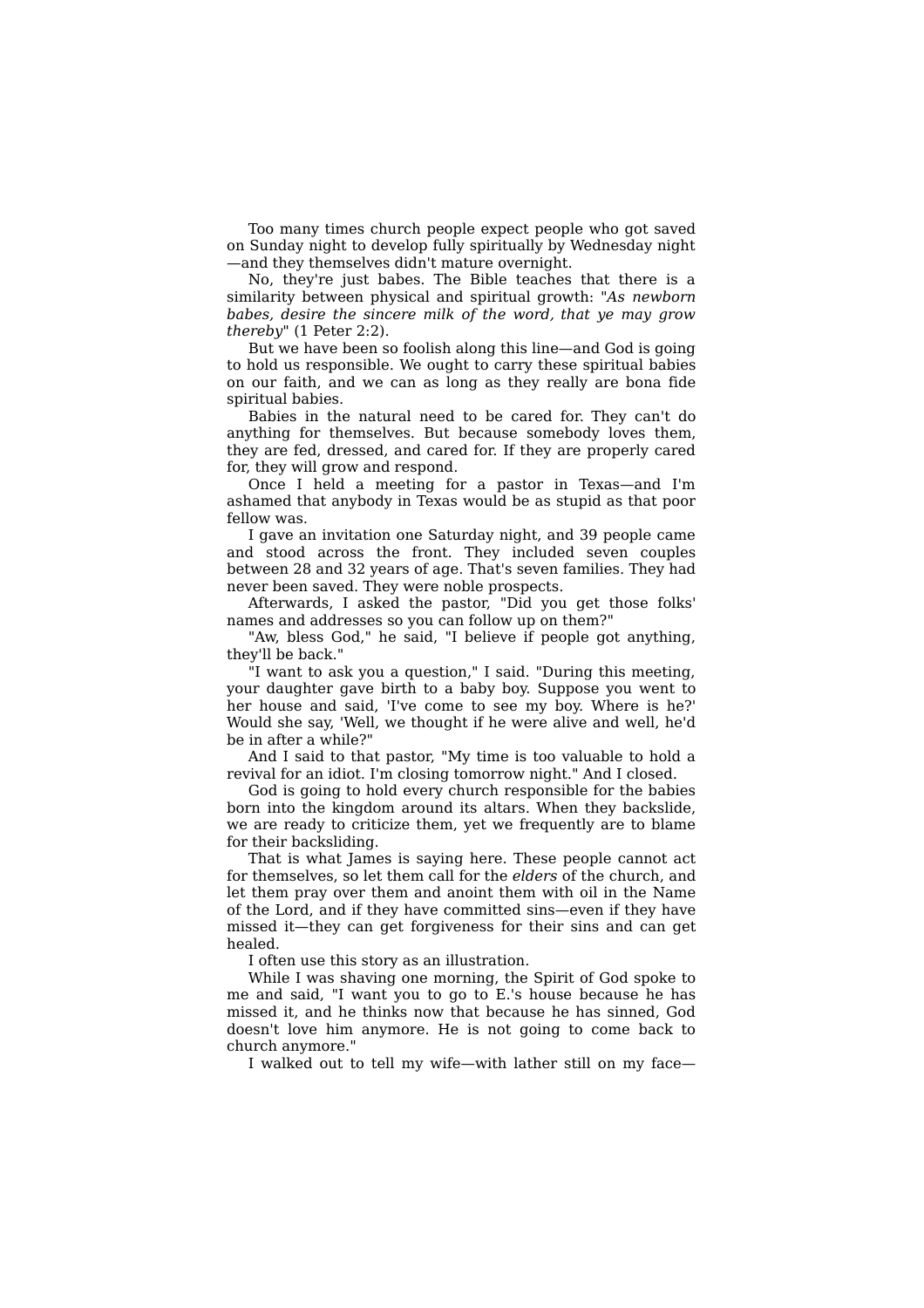Too many times church people expect people who got saved on Sunday night to develop fully spiritually by Wednesday night—and they themselves didn't mature overnight.

No, they're just babes. The Bible teaches that there is a similarity between physical and spiritual growth: "*As newborn babes, desire the sincere milk of the word, that ye may grow thereby*" (1 Peter 2:2).

But we have been so foolish along this line—and God is going to hold us responsible. We ought to carry these spiritual babies on our faith, and we can as long as they really are bona fide spiritual babies.

Babies in the natural need to be cared for. They can't do anything for themselves. But because somebody loves them, they are fed, dressed, and cared for. If they are properly cared for, they will grow and respond.

Once I held a meeting for a pastor in Texas—and I'm ashamed that anybody in Texas would be as stupid as that poor fellow was.

I gave an invitation one Saturday night, and 39 people came and stood across the front. They included seven couples between 28 and 32 years of age. That's seven families. They had never been saved. They were noble prospects.

Afterwards, I asked the pastor, "Did you get those folks' names and addresses so you can follow up on them?"

"Aw, bless God," he said, "I believe if people got anything, they'll be back."

"I want to ask you a question," I said. "During this meeting, your daughter gave birth to a baby boy. Suppose you went to her house and said, 'I've come to see my boy. Where is he?' Would she say, 'Well, we thought if he were alive and well, he'd be in after a while?"

And I said to that pastor, "My time is too valuable to hold a revival for an idiot. I'm closing tomorrow night." And I closed.

God is going to hold every church responsible for the babies born into the kingdom around its altars. When they backslide, we are ready to criticize them, yet we frequently are to blame for their backsliding.

That is what James is saying here. These people cannot act for themselves, so let them call for the *elders* of the church, and let them pray over them and anoint them with oil in the Name of the Lord, and if they have committed sins—even if they have missed it—they can get forgiveness for their sins and can get healed.

I often use this story as an illustration.

While I was shaving one morning, the Spirit of God spoke to me and said, "I want you to go to E.'s house because he has missed it, and he thinks now that because he has sinned, God doesn't love him anymore. He is not going to come back to church anymore."

I walked out to tell my wife—with lather still on my face—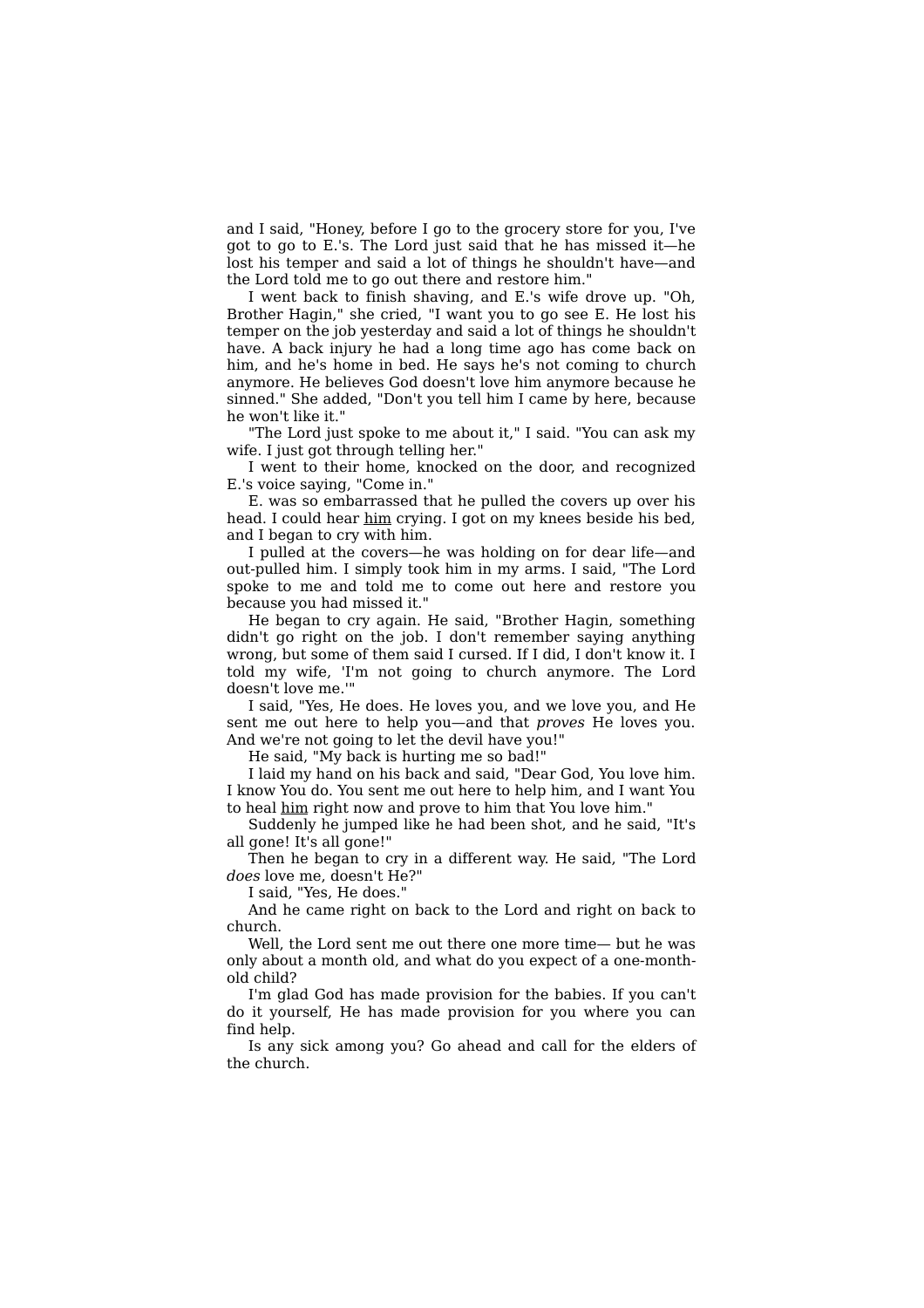and I said, "Honey, before I go to the grocery store for you, I've got to go to E.'s. The Lord just said that he has missed it—he lost his temper and said a lot of things he shouldn't have—and the Lord told me to go out there and restore him."

I went back to finish shaving, and E.'s wife drove up. "Oh, Brother Hagin," she cried, "I want you to go see E. He lost his temper on the job yesterday and said a lot of things he shouldn't have. A back injury he had a long time ago has come back on him, and he's home in bed. He says he's not coming to church anymore. He believes God doesn't love him anymore because he sinned." She added, "Don't you tell him I came by here, because he won't like it."

"The Lord just spoke to me about it," I said. "You can ask my wife. I just got through telling her."

I went to their home, knocked on the door, and recognized E.'s voice saying, "Come in."

E. was so embarrassed that he pulled the covers up over his head. I could hear <u>him</u> crying. I got on my knees beside his bed, and I began to cry with him.

I pulled at the covers—he was holding on for dear life—and out-pulled him. I simply took him in my arms. I said, "The Lord spoke to me and told me to come out here and restore you because you had missed it."

He began to cry again. He said, "Brother Hagin, something didn't go right on the job. I don't remember saying anything wrong, but some of them said I cursed. If I did, I don't know it. I told my wife, 'I'm not going to church anymore. The Lord doesn't love me.'"

I said, "Yes, He does. He loves you, and we love you, and He sent me out here to help you—and that *proves* He loves you. And we're not going to let the devil have you!"

He said, "My back is hurting me so bad!"

I laid my hand on his back and said, "Dear God, You love him. I know You do. You sent me out here to help him, and I want You to heal <u>him</u> right now and prove to him that You love him."

Suddenly he jumped like he had been shot, and he said, "It's all gone! It's all gone!"

Then he began to cry in a different way. He said, "The Lord *does* love me, doesn't He?"

I said, "Yes, He does."

And he came right on back to the Lord and right on back to church.

Well, the Lord sent me out there one more time— but he was only about a month old, and what do you expect of a one-month-old child?

I'm glad God has made provision for the babies. If you can't do it yourself, He has made provision for you where you can find help.

Is any sick among you? Go ahead and call for the elders of the church.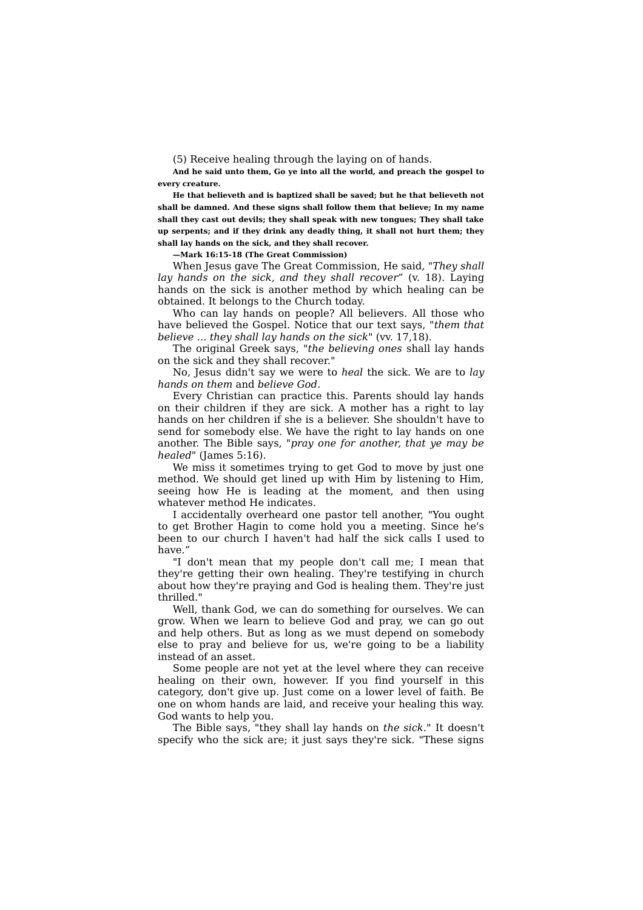(5) Receive healing through the laying on of hands.

**And he said unto them, Go ye into all the world, and preach the gospel to every creature.**

**He that believeth and is baptized shall be saved; but he that believeth not shall be damned. And these signs shall follow them that believe; In my name shall they cast out devils; they shall speak with new tongues; They shall take up serpents; and if they drink any deadly thing, it shall not hurt them; they shall lay hands on the sick, and they shall recover.**

**—Mark 16:15-18 (The Great Commission)**

When Jesus gave The Great Commission, He said, "*They shall lay hands on the sick, and they shall recover*" (v. 18). Laying hands on the sick is another method by which healing can be obtained. It belongs to the Church today.

Who can lay hands on people? All believers. All those who have believed the Gospel. Notice that our text says, "*them that believe ... they shall lay hands on the sick*" (vv. 17,18).

The original Greek says, "*the believing ones* shall lay hands on the sick and they shall recover."

No, Jesus didn't say we were to *heal* the sick. We are to *lay hands on them* and *believe God*.

Every Christian can practice this. Parents should lay hands on their children if they are sick. A mother has a right to lay hands on her children if she is a believer. She shouldn't have to send for somebody else. We have the right to lay hands on one another. The Bible says, "*pray one for another, that ye may be healed*" (James 5:16).

We miss it sometimes trying to get God to move by just one method. We should get lined up with Him by listening to Him, seeing how He is leading at the moment, and then using whatever method He indicates.

I accidentally overheard one pastor tell another, "You ought to get Brother Hagin to come hold you a meeting. Since he's been to our church I haven't had half the sick calls I used to have."

"I don't mean that my people don't call me; I mean that they're getting their own healing. They're testifying in church about how they're praying and God is healing them. They're just thrilled."

Well, thank God, we can do something for ourselves. We can grow. When we learn to believe God and pray, we can go out and help others. But as long as we must depend on somebody else to pray and believe for us, we're going to be a liability instead of an asset.

Some people are not yet at the level where they can receive healing on their own, however. If you find yourself in this category, don't give up. Just come on a lower level of faith. Be one on whom hands are laid, and receive your healing this way. God wants to help you.

The Bible says, "they shall lay hands on *the sick*." It doesn't specify who the sick are; it just says they're sick. "These signs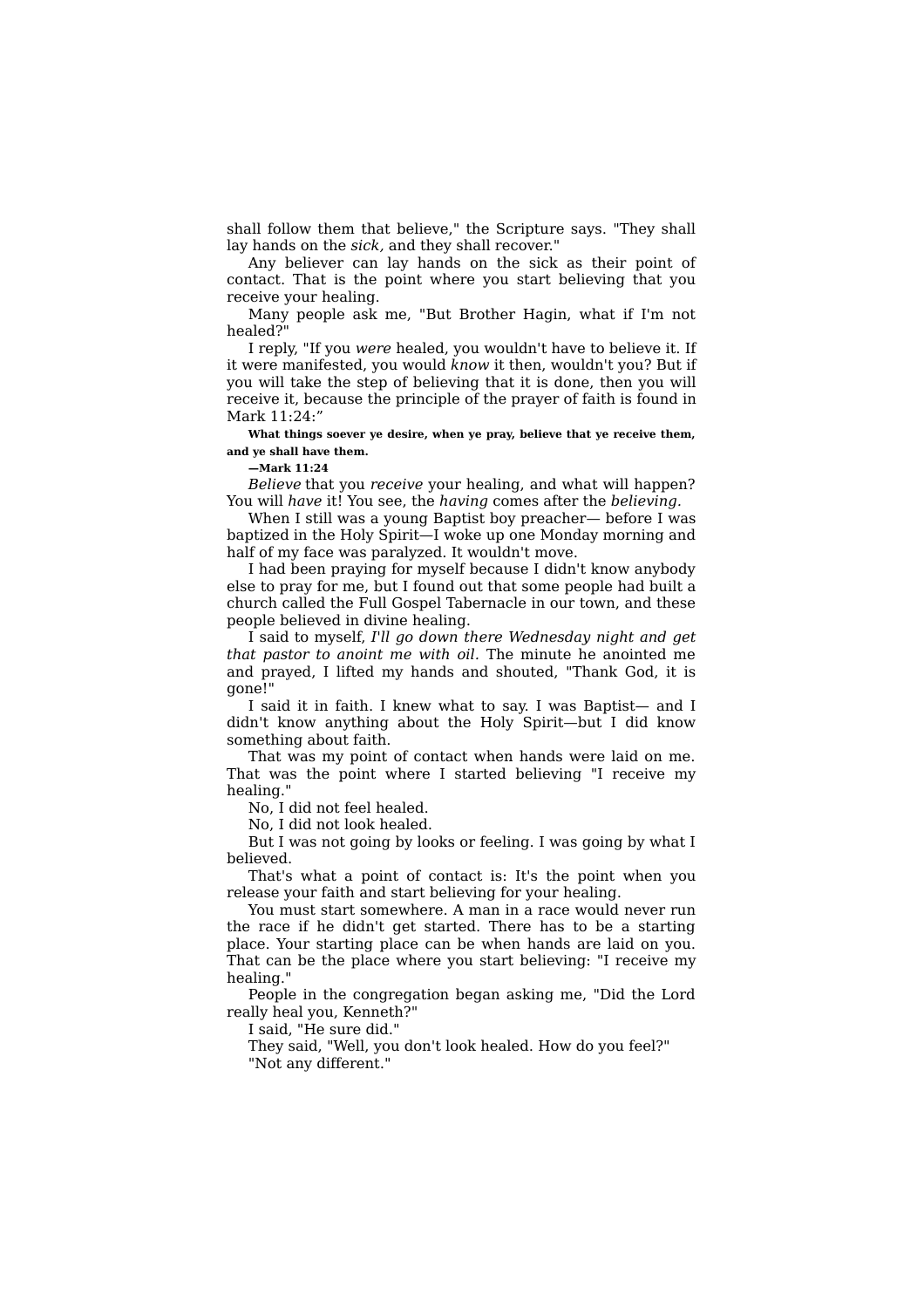shall follow them that believe," the Scripture says. "They shall lay hands on the *sick,* and they shall recover."

Any believer can lay hands on the sick as their point of contact. That is the point where you start believing that you receive your healing.

Many people ask me, "But Brother Hagin, what if I'm not healed?"

I reply, "If you *were* healed, you wouldn't have to believe it. If it were manifested, you would *know* it then, wouldn't you? But if you will take the step of believing that it is done, then you will receive it, because the principle of the prayer of faith is found in Mark 11:24:"

**What things soever ye desire, when ye pray, believe that ye receive them, and ye shall have them.**

**—Mark 11:24**

*Believe* that you *receive* your healing, and what will happen? You will *have* it! You see, the *having* comes after the *believing.*

When I still was a young Baptist boy preacher— before I was baptized in the Holy Spirit—I woke up one Monday morning and half of my face was paralyzed. It wouldn't move.

I had been praying for myself because I didn't know anybody else to pray for me, but I found out that some people had built a church called the Full Gospel Tabernacle in our town, and these people believed in divine healing.

I said to myself, *I'll go down there Wednesday night and get that pastor to anoint me with oil.* The minute he anointed me and prayed, I lifted my hands and shouted, "Thank God, it is gone!"

I said it in faith. I knew what to say. I was Baptist— and I didn't know anything about the Holy Spirit—but I did know something about faith.

That was my point of contact when hands were laid on me. That was the point where I started believing "I receive my healing."

No, I did not feel healed.

No, I did not look healed.

But I was not going by looks or feeling. I was going by what I believed.

That's what a point of contact is: It's the point when you release your faith and start believing for your healing.

You must start somewhere. A man in a race would never run the race if he didn't get started. There has to be a starting place. Your starting place can be when hands are laid on you. That can be the place where you start believing: "I receive my healing."

People in the congregation began asking me, "Did the Lord really heal you, Kenneth?"

I said, "He sure did."

They said, "Well, you don't look healed. How do you feel?"

"Not any different."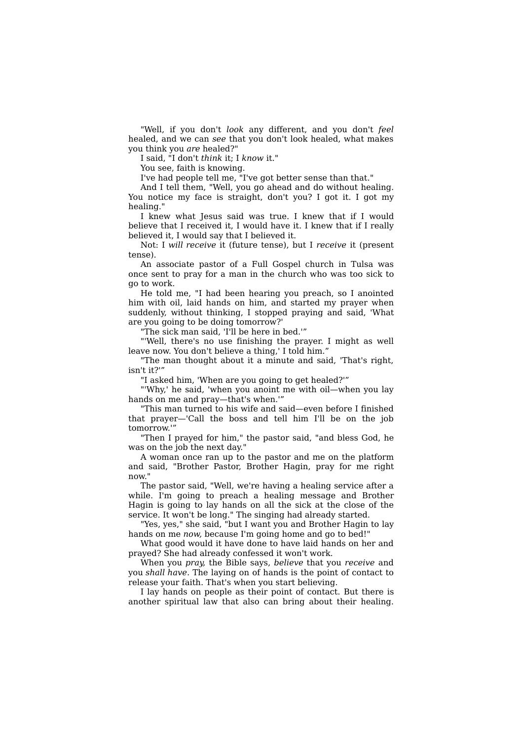"Well, if you don't *look* any different, and you don't *feel* healed, and we can *see* that you don't look healed, what makes you think you *are* healed?"

I said, "I don't *think* it; I *know* it."

You see, faith is knowing.

I've had people tell me, "I've got better sense than that."

And I tell them, "Well, you go ahead and do without healing. You notice my face is straight, don't you? I got it. I got my healing."

I knew what Jesus said was true. I knew that if I would believe that I received it, I would have it. I knew that if I really believed it, I would say that I believed it.

Not: I *will receive* it (future tense), but I *receive* it (present tense).

An associate pastor of a Full Gospel church in Tulsa was once sent to pray for a man in the church who was too sick to go to work.

He told me, "I had been hearing you preach, so I anointed him with oil, laid hands on him, and started my prayer when suddenly, without thinking, I stopped praying and said, 'What are you going to be doing tomorrow?'

"The sick man said, 'I'll be here in bed.'"

"'Well, there's no use finishing the prayer. I might as well leave now. You don't believe a thing,' I told him."

"The man thought about it a minute and said, 'That's right, isn't it?'"

"I asked him, 'When are you going to get healed?'"

"'Why,' he said, 'when you anoint me with oil—when you lay hands on me and pray—that's when.'"

"This man turned to his wife and said—even before I finished that prayer—'Call the boss and tell him I'll be on the job tomorrow.'"

"Then I prayed for him," the pastor said, "and bless God, he was on the job the next day."

A woman once ran up to the pastor and me on the platform and said, "Brother Pastor, Brother Hagin, pray for me right now."

The pastor said, "Well, we're having a healing service after a while. I'm going to preach a healing message and Brother Hagin is going to lay hands on all the sick at the close of the service. It won't be long." The singing had already started.

"Yes, yes," she said, "but I want you and Brother Hagin to lay hands on me *now,* because I'm going home and go to bed!"

What good would it have done to have laid hands on her and prayed? She had already confessed it won't work.

When you *pray,* the Bible says, *believe* that you *receive* and you *shall have.* The laying on of hands is the point of contact to release your faith. That's when you start believing.

I lay hands on people as their point of contact. But there is another spiritual law that also can bring about their healing.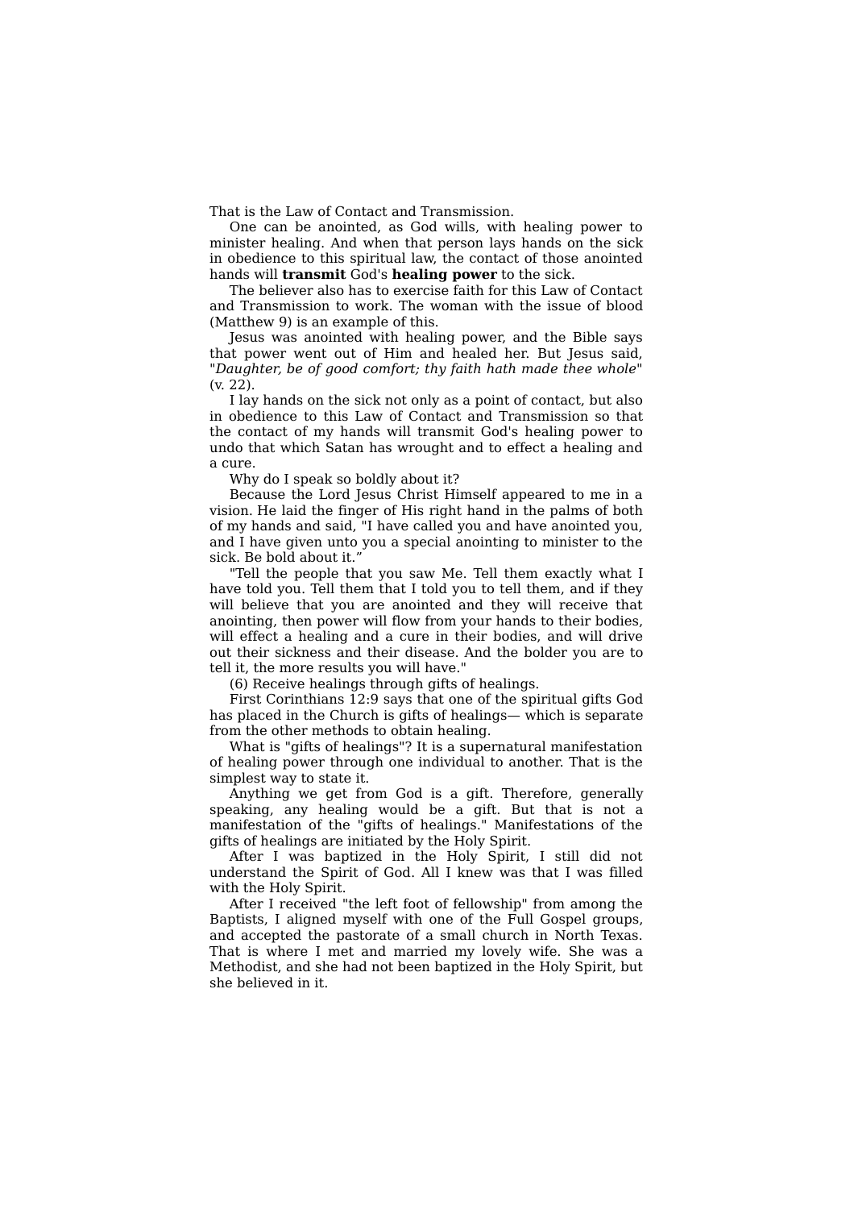That is the Law of Contact and Transmission.

One can be anointed, as God wills, with healing power to minister healing. And when that person lays hands on the sick in obedience to this spiritual law, the contact of those anointed hands will **transmit** God's **healing power** to the sick.

The believer also has to exercise faith for this Law of Contact and Transmission to work. The woman with the issue of blood (Matthew 9) is an example of this.

Jesus was anointed with healing power, and the Bible says that power went out of Him and healed her. But Jesus said, "*Daughter, be of good comfort; thy faith hath made thee whole*" (v. 22).

I lay hands on the sick not only as a point of contact, but also in obedience to this Law of Contact and Transmission so that the contact of my hands will transmit God's healing power to undo that which Satan has wrought and to effect a healing and a cure.

Why do I speak so boldly about it?

Because the Lord Jesus Christ Himself appeared to me in a vision. He laid the finger of His right hand in the palms of both of my hands and said, "I have called you and have anointed you, and I have given unto you a special anointing to minister to the sick. Be bold about it."

"Tell the people that you saw Me. Tell them exactly what I have told you. Tell them that I told you to tell them, and if they will believe that you are anointed and they will receive that anointing, then power will flow from your hands to their bodies, will effect a healing and a cure in their bodies, and will drive out their sickness and their disease. And the bolder you are to tell it, the more results you will have."

(6) Receive healings through gifts of healings.

First Corinthians 12:9 says that one of the spiritual gifts God has placed in the Church is gifts of healings— which is separate from the other methods to obtain healing.

What is "gifts of healings"? It is a supernatural manifestation of healing power through one individual to another. That is the simplest way to state it.

Anything we get from God is a gift. Therefore, generally speaking, any healing would be a gift. But that is not a manifestation of the "gifts of healings." Manifestations of the gifts of healings are initiated by the Holy Spirit.

After I was baptized in the Holy Spirit, I still did not understand the Spirit of God. All I knew was that I was filled with the Holy Spirit.

After I received "the left foot of fellowship" from among the Baptists, I aligned myself with one of the Full Gospel groups, and accepted the pastorate of a small church in North Texas. That is where I met and married my lovely wife. She was a Methodist, and she had not been baptized in the Holy Spirit, but she believed in it.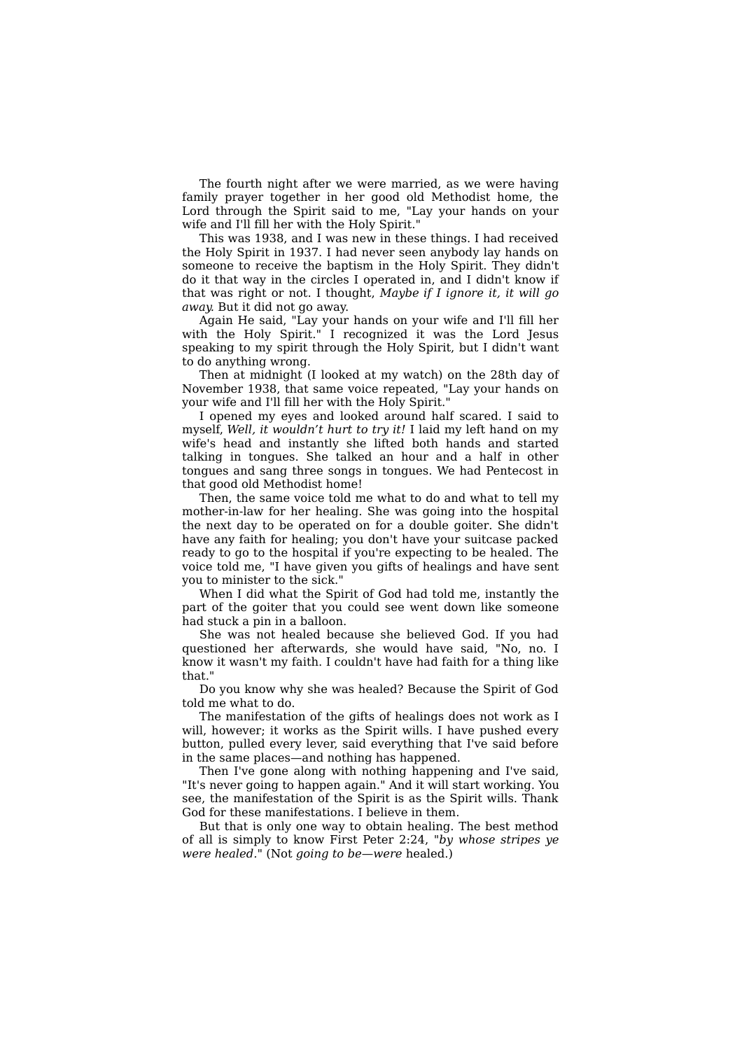The fourth night after we were married, as we were having family prayer together in her good old Methodist home, the Lord through the Spirit said to me, "Lay your hands on your wife and I'll fill her with the Holy Spirit."

This was 1938, and I was new in these things. I had received the Holy Spirit in 1937. I had never seen anybody lay hands on someone to receive the baptism in the Holy Spirit. They didn't do it that way in the circles I operated in, and I didn't know if that was right or not. I thought, *Maybe if I ignore it, it will go away*. But it did not go away.

Again He said, "Lay your hands on your wife and I'll fill her with the Holy Spirit." I recognized it was the Lord Jesus speaking to my spirit through the Holy Spirit, but I didn't want to do anything wrong.

Then at midnight (I looked at my watch) on the 28th day of November 1938, that same voice repeated, "Lay your hands on your wife and I'll fill her with the Holy Spirit."

I opened my eyes and looked around half scared. I said to myself, *Well, it wouldn't hurt to try it!* I laid my left hand on my wife's head and instantly she lifted both hands and started talking in tongues. She talked an hour and a half in other tongues and sang three songs in tongues. We had Pentecost in that good old Methodist home!

Then, the same voice told me what to do and what to tell my mother-in-law for her healing. She was going into the hospital the next day to be operated on for a double goiter. She didn't have any faith for healing; you don't have your suitcase packed ready to go to the hospital if you're expecting to be healed. The voice told me, "I have given you gifts of healings and have sent you to minister to the sick."

When I did what the Spirit of God had told me, instantly the part of the goiter that you could see went down like someone had stuck a pin in a balloon.

She was not healed because she believed God. If you had questioned her afterwards, she would have said, "No, no. I know it wasn't my faith. I couldn't have had faith for a thing like that."

Do you know why she was healed? Because the Spirit of God told me what to do.

The manifestation of the gifts of healings does not work as I will, however; it works as the Spirit wills. I have pushed every button, pulled every lever, said everything that I've said before in the same places—and nothing has happened.

Then I've gone along with nothing happening and I've said, "It's never going to happen again." And it will start working. You see, the manifestation of the Spirit is as the Spirit wills. Thank God for these manifestations. I believe in them.

But that is only one way to obtain healing. The best method of all is simply to know First Peter 2:24, "*by whose stripes ye were healed*." (Not *going to be—were* healed.)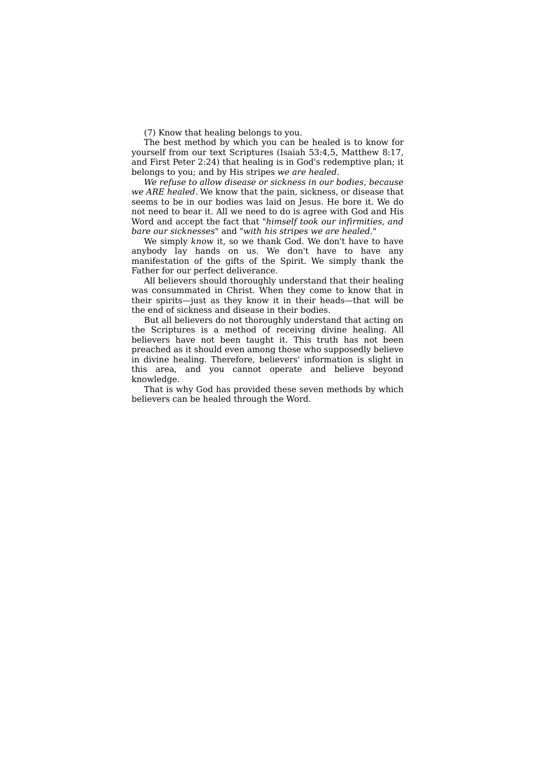(7) Know that healing belongs to you.

The best method by which you can be healed is to know for yourself from our text Scriptures (Isaiah 53:4,5, Matthew 8:17, and First Peter 2:24) that healing is in God's redemptive plan; it belongs to you; and by His stripes *we are healed*.

*We refuse to allow disease or sickness in our bodies, because we ARE healed*. We know that the pain, sickness, or disease that seems to be in our bodies was laid on Jesus. He bore it. We do not need to bear it. All we need to do is agree with God and His Word and accept the fact that "*himself took our infirmities, and bare our sicknesses*" and "*with his stripes we are healed*."

We simply *know* it, so we thank God. We don't have to have anybody lay hands on us. We don't have to have any manifestation of the gifts of the Spirit. We simply thank the Father for our perfect deliverance.

All believers should thoroughly understand that their healing was consummated in Christ. When they come to know that in their spirits—just as they know it in their heads—that will be the end of sickness and disease in their bodies.

But all believers do not thoroughly understand that acting on the Scriptures is a method of receiving divine healing. All believers have not been taught it. This truth has not been preached as it should even among those who supposedly believe in divine healing. Therefore, believers' information is slight in this area, and you cannot operate and believe beyond knowledge.

That is why God has provided these seven methods by which believers can be healed through the Word.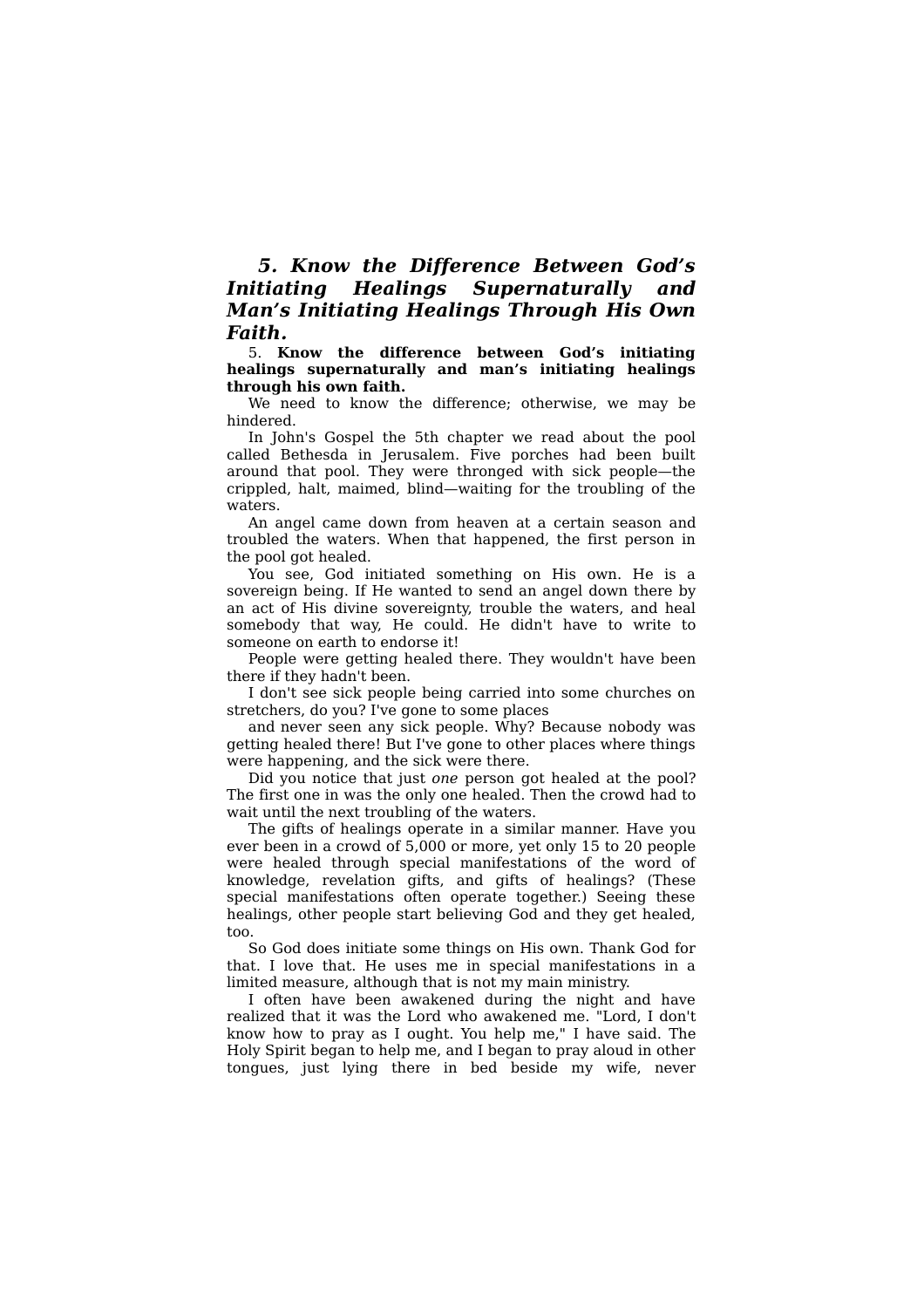### *5. Know the Difference Between God's Initiating Healings Supernaturally and Man's Initiating Healings Through His Own Faith.*

5. **Know the difference between God's initiating healings supernaturally and man's initiating healings through his own faith.**

We need to know the difference; otherwise, we may be hindered.

In John's Gospel the 5th chapter we read about the pool called Bethesda in Jerusalem. Five porches had been built around that pool. They were thronged with sick people—the crippled, halt, maimed, blind—waiting for the troubling of the waters.

An angel came down from heaven at a certain season and troubled the waters. When that happened, the first person in the pool got healed.

You see, God initiated something on His own. He is a sovereign being. If He wanted to send an angel down there by an act of His divine sovereignty, trouble the waters, and heal somebody that way, He could. He didn't have to write to someone on earth to endorse it!

People were getting healed there. They wouldn't have been there if they hadn't been.

I don't see sick people being carried into some churches on stretchers, do you? I've gone to some places

and never seen any sick people. Why? Because nobody was getting healed there! But I've gone to other places where things were happening, and the sick were there.

Did you notice that just *one* person got healed at the pool? The first one in was the only one healed. Then the crowd had to wait until the next troubling of the waters.

The gifts of healings operate in a similar manner. Have you ever been in a crowd of 5,000 or more, yet only 15 to 20 people were healed through special manifestations of the word of knowledge, revelation gifts, and gifts of healings? (These special manifestations often operate together.) Seeing these healings, other people start believing God and they get healed, too.

So God does initiate some things on His own. Thank God for that. I love that. He uses me in special manifestations in a limited measure, although that is not my main ministry.

I often have been awakened during the night and have realized that it was the Lord who awakened me. "Lord, I don't know how to pray as I ought. You help me," I have said. The Holy Spirit began to help me, and I began to pray aloud in other tongues, just lying there in bed beside my wife, never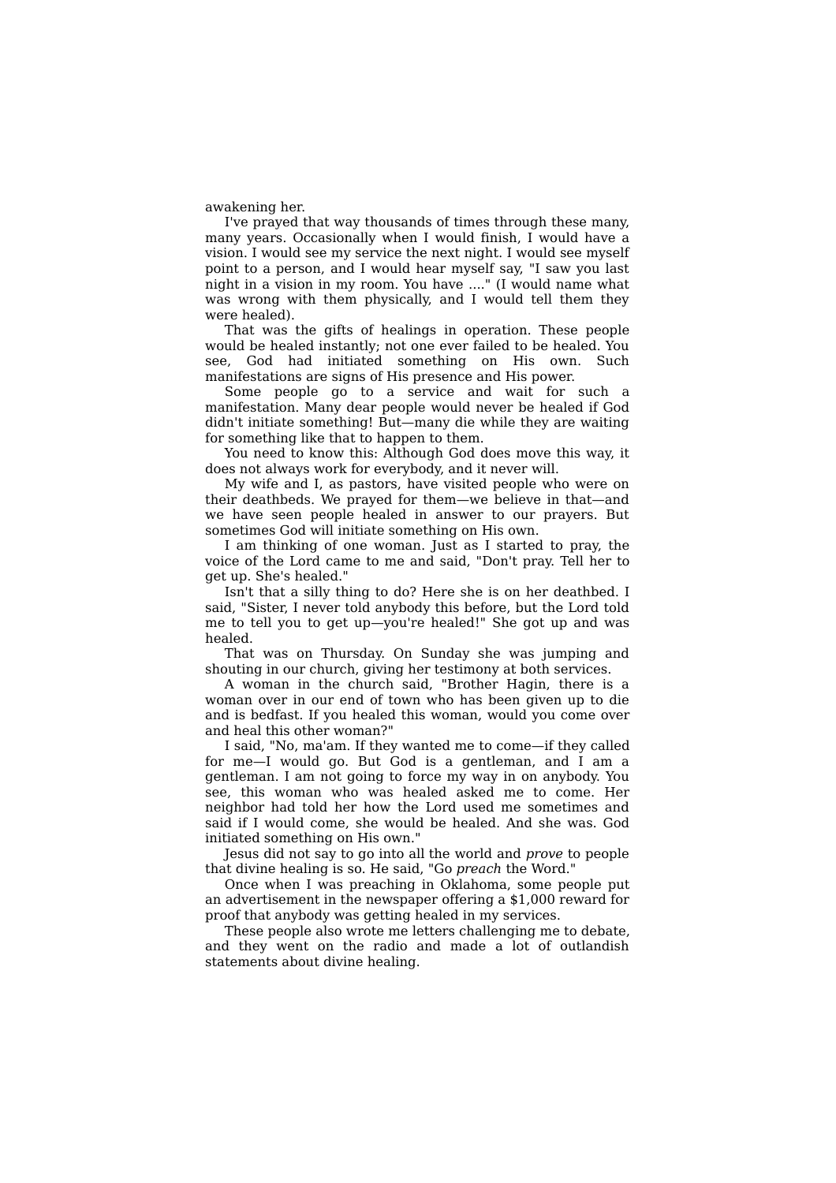awakening her.

I've prayed that way thousands of times through these many, many years. Occasionally when I would finish, I would have a vision. I would see my service the next night. I would see myself point to a person, and I would hear myself say, "I saw you last night in a vision in my room. You have ...." (I would name what was wrong with them physically, and I would tell them they were healed).

That was the gifts of healings in operation. These people would be healed instantly; not one ever failed to be healed. You see, God had initiated something on His own. Such manifestations are signs of His presence and His power.

Some people go to a service and wait for such a manifestation. Many dear people would never be healed if God didn't initiate something! But—many die while they are waiting for something like that to happen to them.

You need to know this: Although God does move this way, it does not always work for everybody, and it never will.

My wife and I, as pastors, have visited people who were on their deathbeds. We prayed for them—we believe in that—and we have seen people healed in answer to our prayers. But sometimes God will initiate something on His own.

I am thinking of one woman. Just as I started to pray, the voice of the Lord came to me and said, "Don't pray. Tell her to get up. She's healed."

Isn't that a silly thing to do? Here she is on her deathbed. I said, "Sister, I never told anybody this before, but the Lord told me to tell you to get up—you're healed!" She got up and was healed.

That was on Thursday. On Sunday she was jumping and shouting in our church, giving her testimony at both services.

A woman in the church said, "Brother Hagin, there is a woman over in our end of town who has been given up to die and is bedfast. If you healed this woman, would you come over and heal this other woman?"

I said, "No, ma'am. If they wanted me to come—if they called for me—I would go. But God is a gentleman, and I am a gentleman. I am not going to force my way in on anybody. You see, this woman who was healed asked me to come. Her neighbor had told her how the Lord used me sometimes and said if I would come, she would be healed. And she was. God initiated something on His own."

Jesus did not say to go into all the world and *prove* to people that divine healing is so. He said, "Go *preach* the Word."

Once when I was preaching in Oklahoma, some people put an advertisement in the newspaper offering a $1,000 reward for proof that anybody was getting healed in my services.

These people also wrote me letters challenging me to debate, and they went on the radio and made a lot of outlandish statements about divine healing.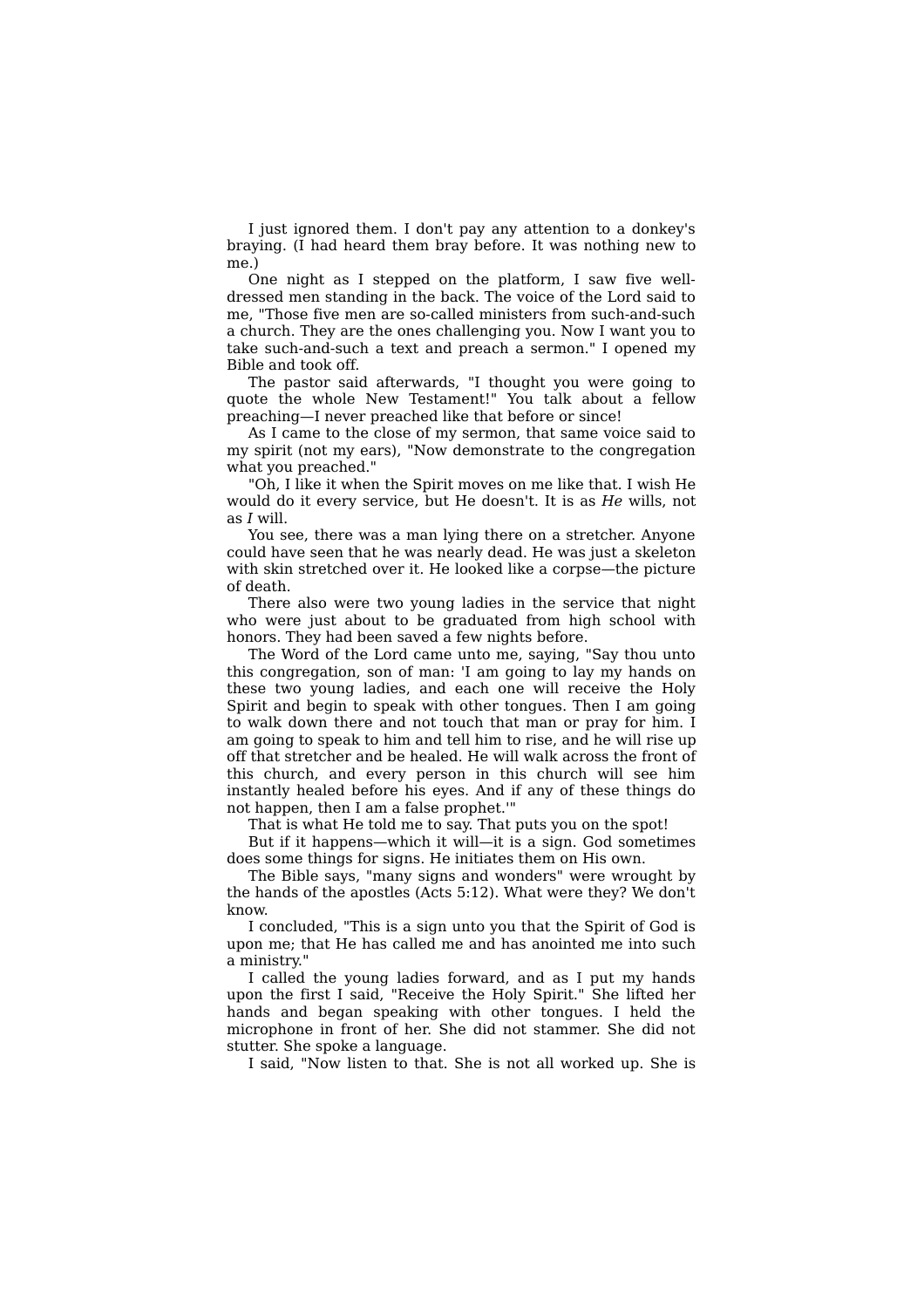I just ignored them. I don't pay any attention to a donkey's braying. (I had heard them bray before. It was nothing new to me.)

One night as I stepped on the platform, I saw five well-dressed men standing in the back. The voice of the Lord said to me, "Those five men are so-called ministers from such-and-such a church. They are the ones challenging you. Now I want you to take such-and-such a text and preach a sermon." I opened my Bible and took off.

The pastor said afterwards, "I thought you were going to quote the whole New Testament!" You talk about a fellow preaching—I never preached like that before or since!

As I came to the close of my sermon, that same voice said to my spirit (not my ears), "Now demonstrate to the congregation what you preached."

"Oh, I like it when the Spirit moves on me like that. I wish He would do it every service, but He doesn't. It is as *He* wills, not as *I* will.

You see, there was a man lying there on a stretcher. Anyone could have seen that he was nearly dead. He was just a skeleton with skin stretched over it. He looked like a corpse—the picture of death.

There also were two young ladies in the service that night who were just about to be graduated from high school with honors. They had been saved a few nights before.

The Word of the Lord came unto me, saying, "Say thou unto this congregation, son of man: 'I am going to lay my hands on these two young ladies, and each one will receive the Holy Spirit and begin to speak with other tongues. Then I am going to walk down there and not touch that man or pray for him. I am going to speak to him and tell him to rise, and he will rise up off that stretcher and be healed. He will walk across the front of this church, and every person in this church will see him instantly healed before his eyes. And if any of these things do not happen, then I am a false prophet.'"

That is what He told me to say. That puts you on the spot!

But if it happens—which it will—it is a sign. God sometimes does some things for signs. He initiates them on His own.

The Bible says, "many signs and wonders" were wrought by the hands of the apostles (Acts 5:12). What were they? We don't know.

I concluded, "This is a sign unto you that the Spirit of God is upon me; that He has called me and has anointed me into such a ministry."

I called the young ladies forward, and as I put my hands upon the first I said, "Receive the Holy Spirit." She lifted her hands and began speaking with other tongues. I held the microphone in front of her. She did not stammer. She did not stutter. She spoke a language.

I said, "Now listen to that. She is not all worked up. She is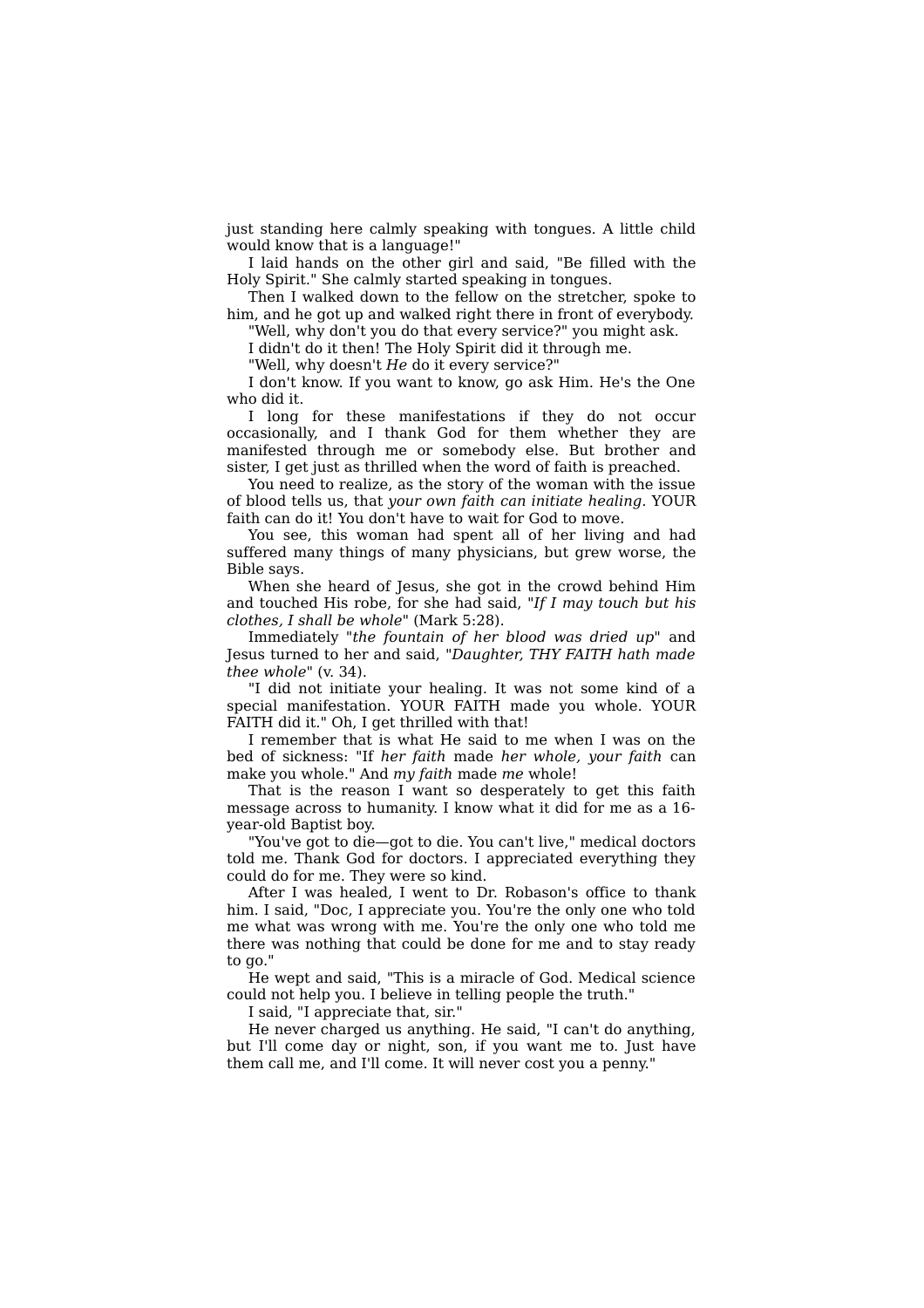just standing here calmly speaking with tongues. A little child would know that is a language!"

I laid hands on the other girl and said, "Be filled with the Holy Spirit." She calmly started speaking in tongues.

Then I walked down to the fellow on the stretcher, spoke to him, and he got up and walked right there in front of everybody.

"Well, why don't you do that every service?" you might ask.

I didn't do it then! The Holy Spirit did it through me.

"Well, why doesn't *He* do it every service?"

I don't know. If you want to know, go ask Him. He's the One who did it.

I long for these manifestations if they do not occur occasionally, and I thank God for them whether they are manifested through me or somebody else. But brother and sister, I get just as thrilled when the word of faith is preached.

You need to realize, as the story of the woman with the issue of blood tells us, that *your own faith can initiate healing*. YOUR faith can do it! You don't have to wait for God to move.

You see, this woman had spent all of her living and had suffered many things of many physicians, but grew worse, the Bible says.

When she heard of Jesus, she got in the crowd behind Him and touched His robe, for she had said, "*If I may touch but his clothes, I shall be whole*" (Mark 5:28).

Immediately "*the fountain of her blood was dried up*" and Jesus turned to her and said, "*Daughter, THY FAITH hath made thee whole*" (v. 34).

"I did not initiate your healing. It was not some kind of a special manifestation. YOUR FAITH made you whole. YOUR FAITH did it." Oh, I get thrilled with that!

I remember that is what He said to me when I was on the bed of sickness: "If *her faith* made *her whole, your faith* can make you whole." And *my faith* made *me* whole!

That is the reason I want so desperately to get this faith message across to humanity. I know what it did for me as a 16-year-old Baptist boy.

"You've got to die—got to die. You can't live," medical doctors told me. Thank God for doctors. I appreciated everything they could do for me. They were so kind.

After I was healed, I went to Dr. Robason's office to thank him. I said, "Doc, I appreciate you. You're the only one who told me what was wrong with me. You're the only one who told me there was nothing that could be done for me and to stay ready to go."

He wept and said, "This is a miracle of God. Medical science could not help you. I believe in telling people the truth."

I said, "I appreciate that, sir."

He never charged us anything. He said, "I can't do anything, but I'll come day or night, son, if you want me to. Just have them call me, and I'll come. It will never cost you a penny."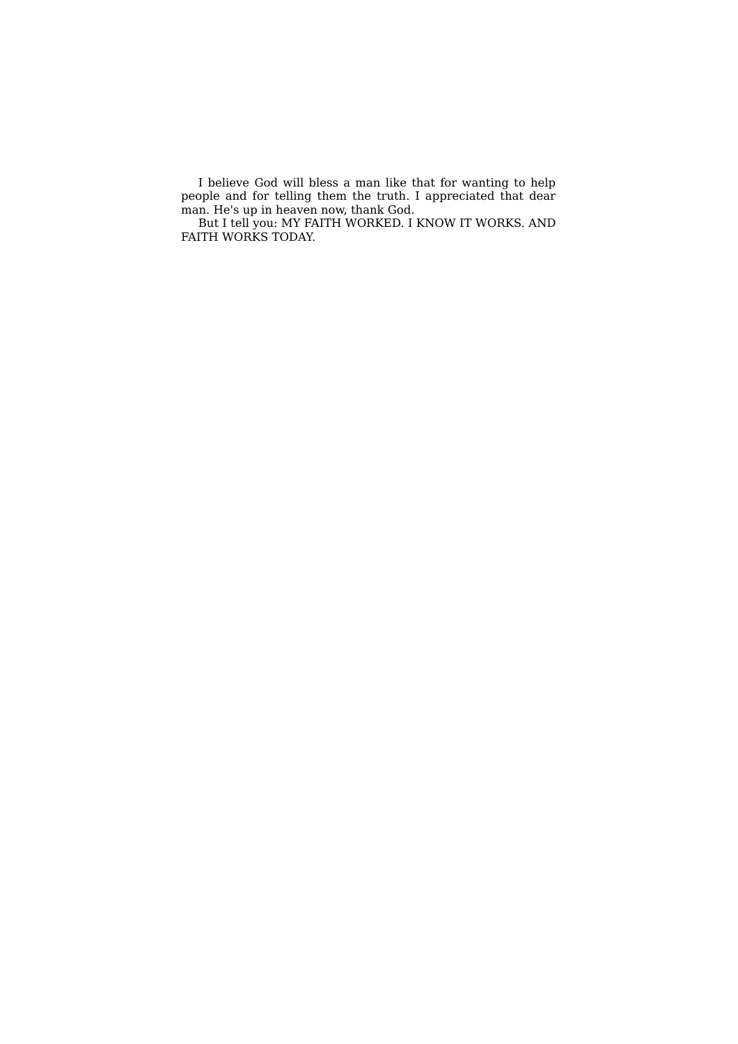I believe God will bless a man like that for wanting to help people and for telling them the truth. I appreciated that dear man. He's up in heaven now, thank God.

But I tell you: MY FAITH WORKED. I KNOW IT WORKS. AND FAITH WORKS TODAY.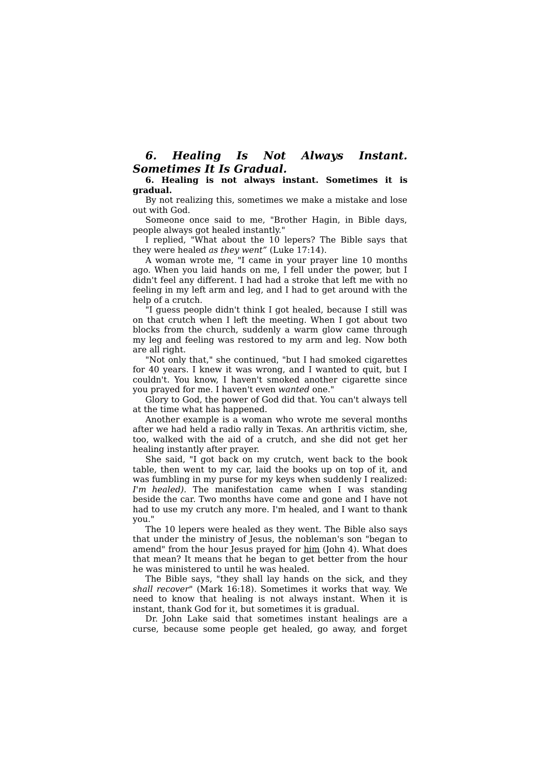## *6. Healing Is Not Always Instant. Sometimes It Is Gradual.*

**6. Healing is not always instant. Sometimes it is gradual.**

By not realizing this, sometimes we make a mistake and lose out with God.

Someone once said to me, "Brother Hagin, in Bible days, people always got healed instantly."

I replied, "What about the 10 lepers? The Bible says that they were healed *as they went"* (Luke 17:14).

A woman wrote me, "I came in your prayer line 10 months ago. When you laid hands on me, I fell under the power, but I didn't feel any different. I had had a stroke that left me with no feeling in my left arm and leg, and I had to get around with the help of a crutch.

"I guess people didn't think I got healed, because I still was on that crutch when I left the meeting. When I got about two blocks from the church, suddenly a warm glow came through my leg and feeling was restored to my arm and leg. Now both are all right.

"Not only that," she continued, "but I had smoked cigarettes for 40 years. I knew it was wrong, and I wanted to quit, but I couldn't. You know, I haven't smoked another cigarette since you prayed for me. I haven't even *wanted* one."

Glory to God, the power of God did that. You can't always tell at the time what has happened.

Another example is a woman who wrote me several months after we had held a radio rally in Texas. An arthritis victim, she, too, walked with the aid of a crutch, and she did not get her healing instantly after prayer.

She said, "I got back on my crutch, went back to the book table, then went to my car, laid the books up on top of it, and was fumbling in my purse for my keys when suddenly I realized: *I'm healed).* The manifestation came when I was standing beside the car. Two months have come and gone and I have not had to use my crutch any more. I'm healed, and I want to thank you."

The 10 lepers were healed as they went. The Bible also says that under the ministry of Jesus, the nobleman's son "began to amend" from the hour Jesus prayed for <u>him</u> (John 4). What does that mean? It means that he began to get better from the hour he was ministered to until he was healed.

The Bible says, "they shall lay hands on the sick, and they *shall recover*" (Mark 16:18). Sometimes it works that way. We need to know that healing is not always instant. When it is instant, thank God for it, but sometimes it is gradual.

Dr. John Lake said that sometimes instant healings are a curse, because some people get healed, go away, and forget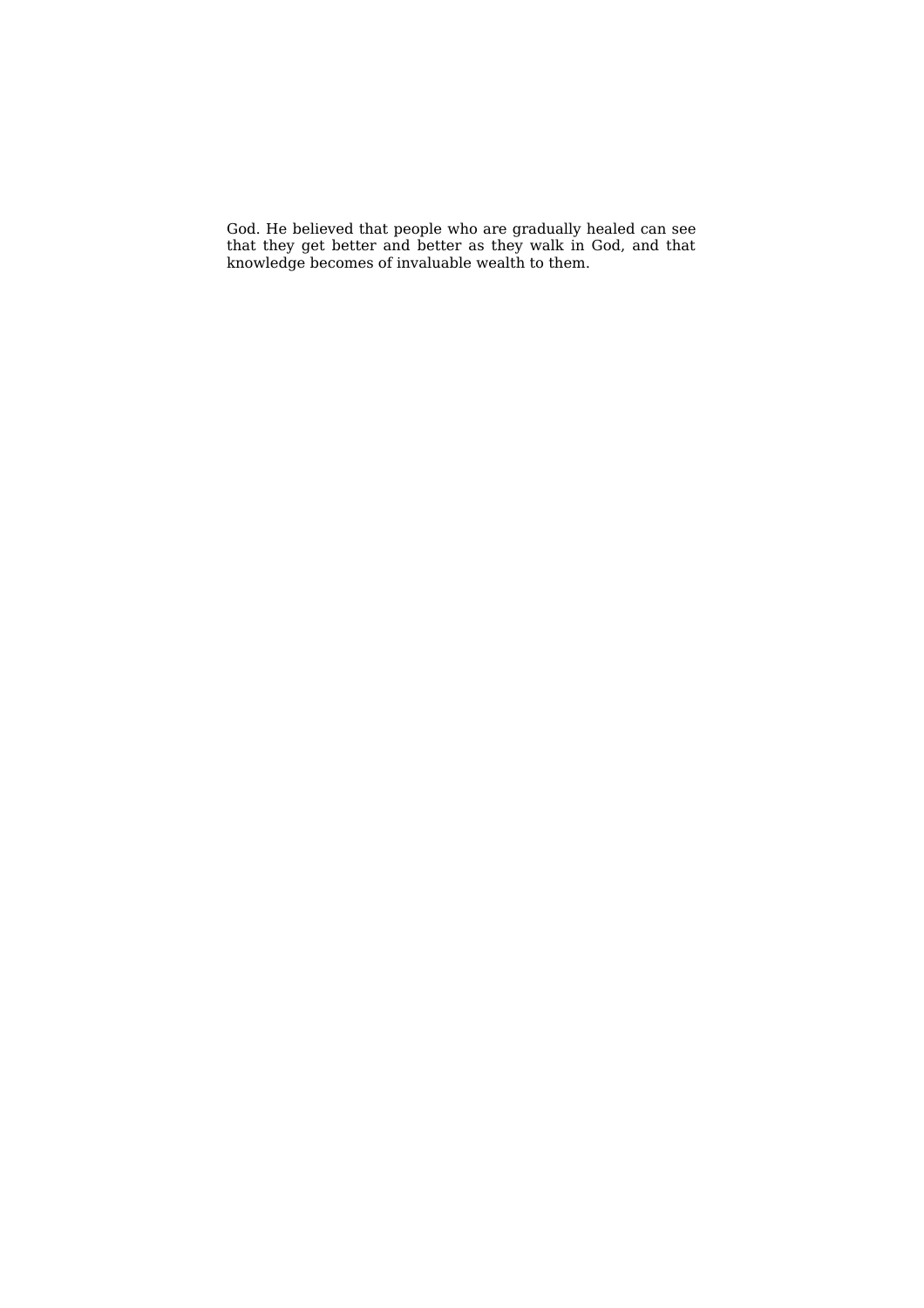God. He believed that people who are gradually healed can see that they get better and better as they walk in God, and that knowledge becomes of invaluable wealth to them.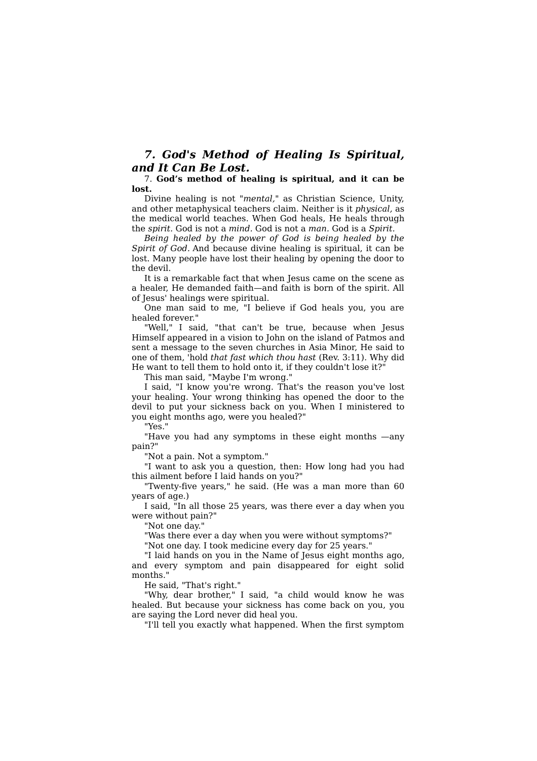## *7. God's Method of Healing Is Spiritual, and It Can Be Lost.*

7. **God’s method of healing is spiritual, and it can be lost.**

Divine healing is not "*mental,*" as Christian Science, Unity, and other metaphysical teachers claim. Neither is it *physical,* as the medical world teaches. When God heals, He heals through the *spirit.* God is not a *mind.* God is not a *man.* God is a *Spirit.*

*Being healed by the power of God is being healed by the Spirit of God.* And because divine healing is spiritual, it can be lost. Many people have lost their healing by opening the door to the devil.

It is a remarkable fact that when Jesus came on the scene as a healer, He demanded faith—and faith is born of the spirit. All of Jesus' healings were spiritual.

One man said to me, "I believe if God heals you, you are healed forever."

"Well," I said, "that can't be true, because when Jesus Himself appeared in a vision to John on the island of Patmos and sent a message to the seven churches in Asia Minor, He said to one of them, 'hold *that fast which thou hast* (Rev. 3:11). Why did He want to tell them to hold onto it, if they couldn't lose it?"

This man said, "Maybe I'm wrong."

I said, "I know you're wrong. That's the reason you've lost your healing. Your wrong thinking has opened the door to the devil to put your sickness back on you. When I ministered to you eight months ago, were you healed?"

"Yes."

"Have you had any symptoms in these eight months —any pain?"

"Not a pain. Not a symptom."

"I want to ask you a question, then: How long had you had this ailment before I laid hands on you?"

"Twenty-five years," he said. (He was a man more than 60 years of age.)

I said, "In all those 25 years, was there ever a day when you were without pain?"

"Not one day."

"Was there ever a day when you were without symptoms?"

"Not one day. I took medicine every day for 25 years."

"I laid hands on you in the Name of Jesus eight months ago, and every symptom and pain disappeared for eight solid months."

He said, "That's right."

"Why, dear brother," I said, "a child would know he was healed. But because your sickness has come back on you, you are saying the Lord never did heal you.

"I'll tell you exactly what happened. When the first symptom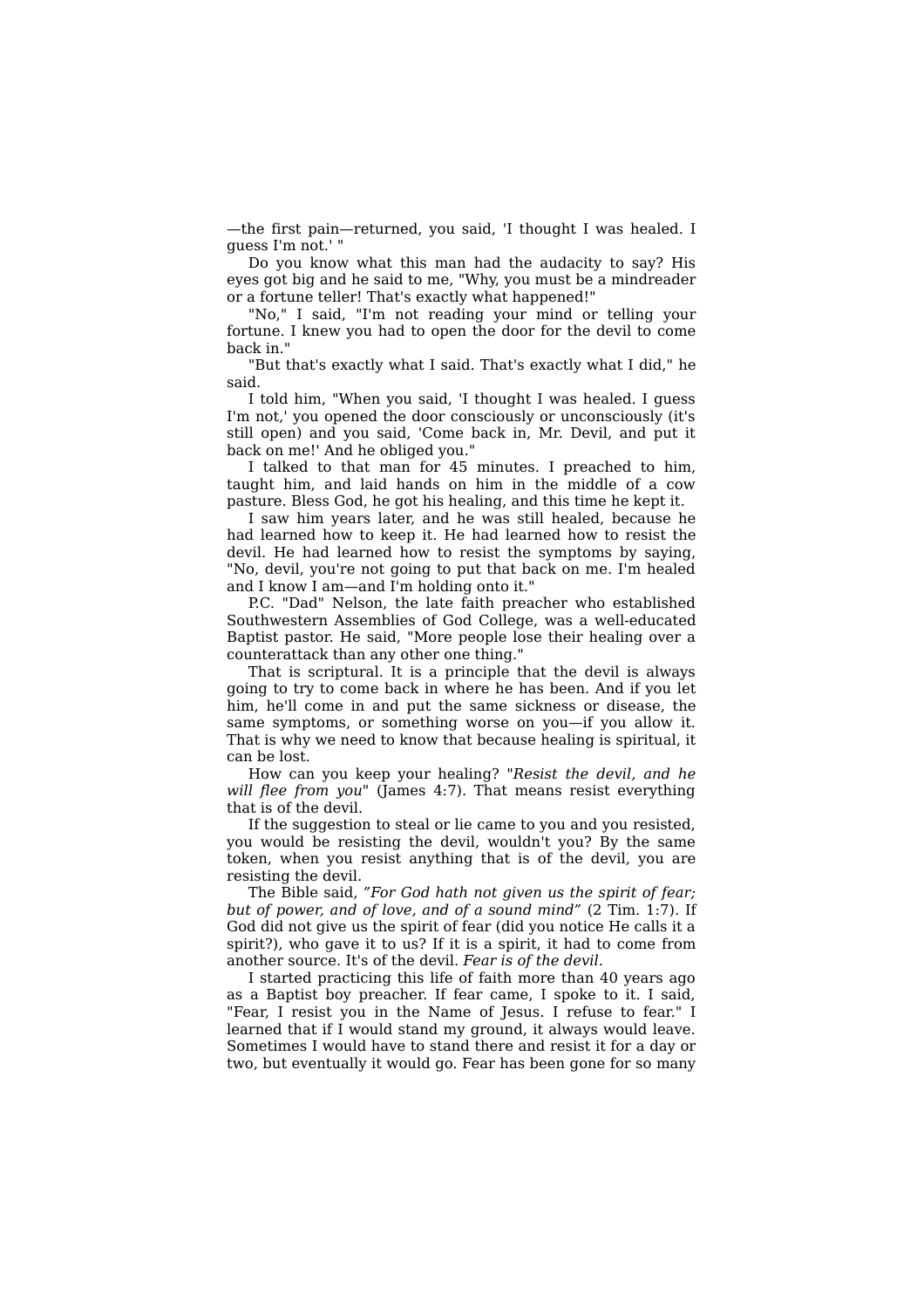—the first pain—returned, you said, 'I thought I was healed. I guess I'm not.' "

Do you know what this man had the audacity to say? His eyes got big and he said to me, "Why, you must be a mindreader or a fortune teller! That's exactly what happened!"

"No," I said, "I'm not reading your mind or telling your fortune. I knew you had to open the door for the devil to come back in."

"But that's exactly what I said. That's exactly what I did," he said.

I told him, "When you said, 'I thought I was healed. I guess I'm not,' you opened the door consciously or unconsciously (it's still open) and you said, 'Come back in, Mr. Devil, and put it back on me!' And he obliged you."

I talked to that man for 45 minutes. I preached to him, taught him, and laid hands on him in the middle of a cow pasture. Bless God, he got his healing, and this time he kept it.

I saw him years later, and he was still healed, because he had learned how to keep it. He had learned how to resist the devil. He had learned how to resist the symptoms by saying, "No, devil, you're not going to put that back on me. I'm healed and I know I am—and I'm holding onto it."

P.C. "Dad" Nelson, the late faith preacher who established Southwestern Assemblies of God College, was a well-educated Baptist pastor. He said, "More people lose their healing over a counterattack than any other one thing."

That is scriptural. It is a principle that the devil is always going to try to come back in where he has been. And if you let him, he'll come in and put the same sickness or disease, the same symptoms, or something worse on you—if you allow it. That is why we need to know that because healing is spiritual, it can be lost.

How can you keep your healing? "*Resist the devil, and he will flee from you*" (James 4:7). That means resist everything that is of the devil.

If the suggestion to steal or lie came to you and you resisted, you would be resisting the devil, wouldn't you? By the same token, when you resist anything that is of the devil, you are resisting the devil.

The Bible said, *"For God hath not given us the spirit of fear; but of power, and of love, and of a sound mind"* (2 Tim. 1:7). If God did not give us the spirit of fear (did you notice He calls it a spirit?), who gave it to us? If it is a spirit, it had to come from another source. It's of the devil. *Fear is of the devil.*

I started practicing this life of faith more than 40 years ago as a Baptist boy preacher. If fear came, I spoke to it. I said, "Fear, I resist you in the Name of Jesus. I refuse to fear." I learned that if I would stand my ground, it always would leave. Sometimes I would have to stand there and resist it for a day or two, but eventually it would go. Fear has been gone for so many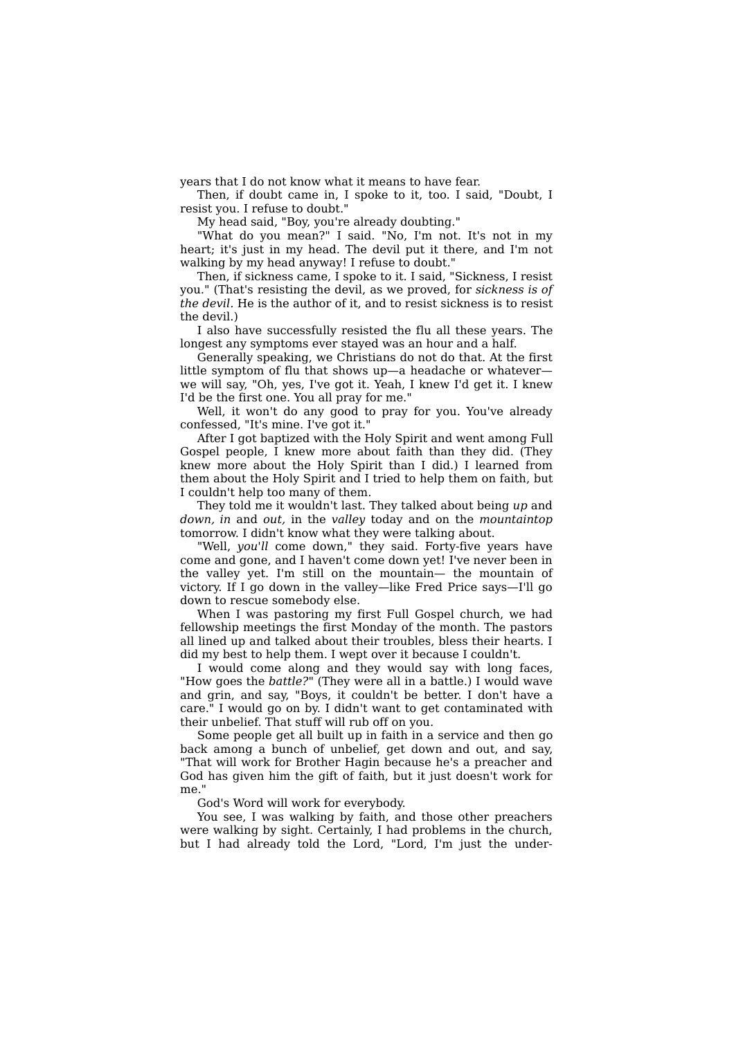years that I do not know what it means to have fear.

Then, if doubt came in, I spoke to it, too. I said, "Doubt, I resist you. I refuse to doubt."

My head said, "Boy, you're already doubting."

"What do you mean?" I said. "No, I'm not. It's not in my heart; it's just in my head. The devil put it there, and I'm not walking by my head anyway! I refuse to doubt."

Then, if sickness came, I spoke to it. I said, "Sickness, I resist you." (That's resisting the devil, as we proved, for *sickness is of the devil.* He is the author of it, and to resist sickness is to resist the devil.)

I also have successfully resisted the flu all these years. The longest any symptoms ever stayed was an hour and a half.

Generally speaking, we Christians do not do that. At the first little symptom of flu that shows up—a headache or whatever—we will say, "Oh, yes, I've got it. Yeah, I knew I'd get it. I knew I'd be the first one. You all pray for me."

Well, it won't do any good to pray for you. You've already confessed, "It's mine. I've got it."

After I got baptized with the Holy Spirit and went among Full Gospel people, I knew more about faith than they did. (They knew more about the Holy Spirit than I did.) I learned from them about the Holy Spirit and I tried to help them on faith, but I couldn't help too many of them.

They told me it wouldn't last. They talked about being *up* and *down, in* and *out,* in the *valley* today and on the *mountaintop* tomorrow. I didn't know what they were talking about.

"Well, *you'll* come down," they said. Forty-five years have come and gone, and I haven't come down yet! I've never been in the valley yet. I'm still on the mountain— the mountain of victory. If I go down in the valley—like Fred Price says—I'll go down to rescue somebody else.

When I was pastoring my first Full Gospel church, we had fellowship meetings the first Monday of the month. The pastors all lined up and talked about their troubles, bless their hearts. I did my best to help them. I wept over it because I couldn't.

I would come along and they would say with long faces, "How goes the *battle?*" (They were all in a battle.) I would wave and grin, and say, "Boys, it couldn't be better. I don't have a care." I would go on by. I didn't want to get contaminated with their unbelief. That stuff will rub off on you.

Some people get all built up in faith in a service and then go back among a bunch of unbelief, get down and out, and say, "That will work for Brother Hagin because he's a preacher and God has given him the gift of faith, but it just doesn't work for me."

God's Word will work for everybody.

You see, I was walking by faith, and those other preachers were walking by sight. Certainly, I had problems in the church, but I had already told the Lord, "Lord, I'm just the under-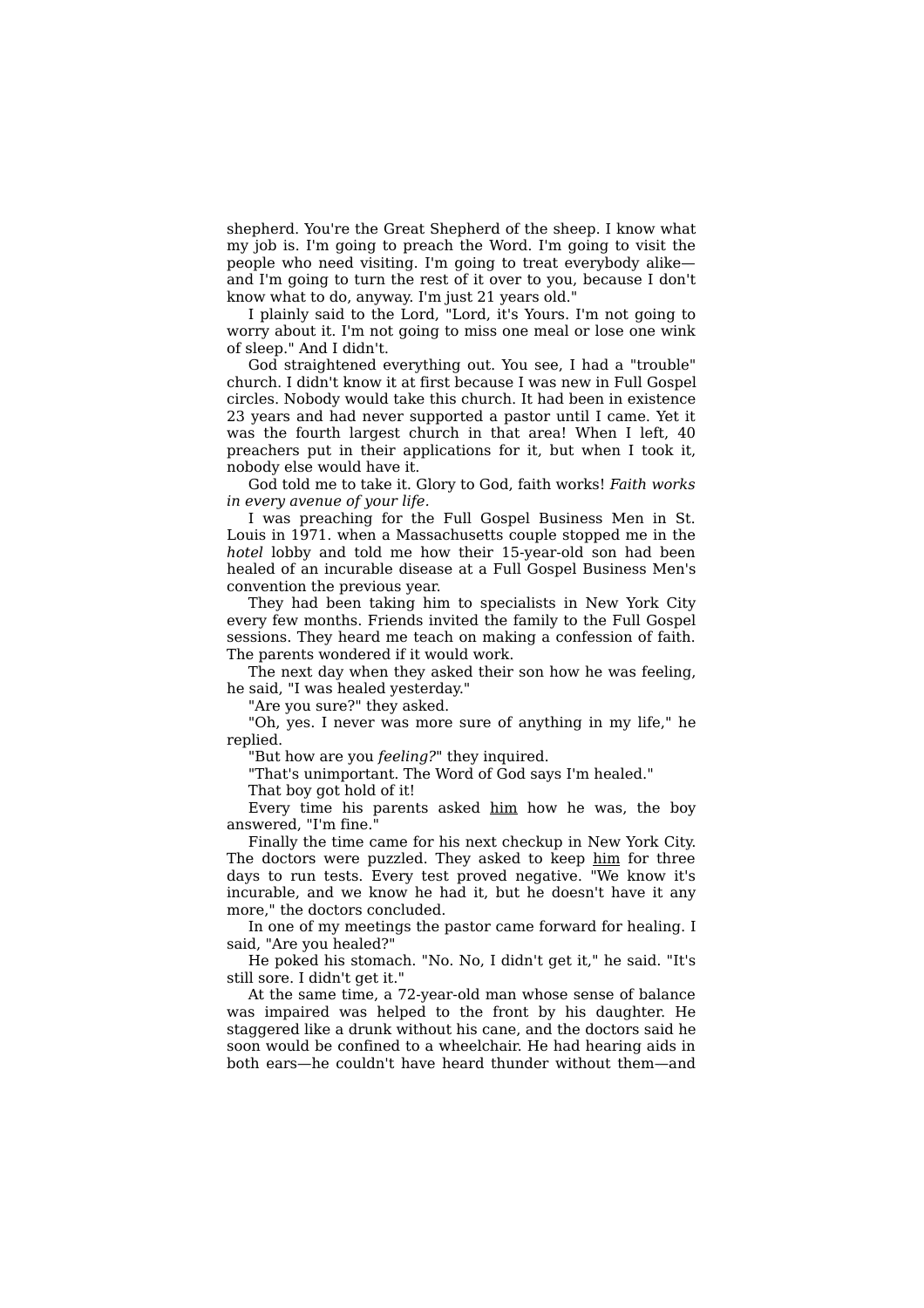shepherd. You're the Great Shepherd of the sheep. I know what my job is. I'm going to preach the Word. I'm going to visit the people who need visiting. I'm going to treat everybody alike—and I'm going to turn the rest of it over to you, because I don't know what to do, anyway. I'm just 21 years old."

I plainly said to the Lord, "Lord, it's Yours. I'm not going to worry about it. I'm not going to miss one meal or lose one wink of sleep." And I didn't.

God straightened everything out. You see, I had a "trouble" church. I didn't know it at first because I was new in Full Gospel circles. Nobody would take this church. It had been in existence 23 years and had never supported a pastor until I came. Yet it was the fourth largest church in that area! When I left, 40 preachers put in their applications for it, but when I took it, nobody else would have it.

God told me to take it. Glory to God, faith works! *Faith works in every avenue of your life.*

I was preaching for the Full Gospel Business Men in St. Louis in 1971. when a Massachusetts couple stopped me in the *hotel* lobby and told me how their 15-year-old son had been healed of an incurable disease at a Full Gospel Business Men's convention the previous year.

They had been taking him to specialists in New York City every few months. Friends invited the family to the Full Gospel sessions. They heard me teach on making a confession of faith. The parents wondered if it would work.

The next day when they asked their son how he was feeling, he said, "I was healed yesterday."

"Are you sure?" they asked.

"Oh, yes. I never was more sure of anything in my life," he replied.

"But how are you *feeling?*" they inquired.

"That's unimportant. The Word of God says I'm healed."

That boy got hold of it!

Every time his parents asked <u>him</u> how he was, the boy answered, "I'm fine."

Finally the time came for his next checkup in New York City. The doctors were puzzled. They asked to keep <u>him</u> for three days to run tests. Every test proved negative. "We know it's incurable, and we know he had it, but he doesn't have it any more," the doctors concluded.

In one of my meetings the pastor came forward for healing. I said, "Are you healed?"

He poked his stomach. "No. No, I didn't get it," he said. "It's still sore. I didn't get it."

At the same time, a 72-year-old man whose sense of balance was impaired was helped to the front by his daughter. He staggered like a drunk without his cane, and the doctors said he soon would be confined to a wheelchair. He had hearing aids in both ears—he couldn't have heard thunder without them—and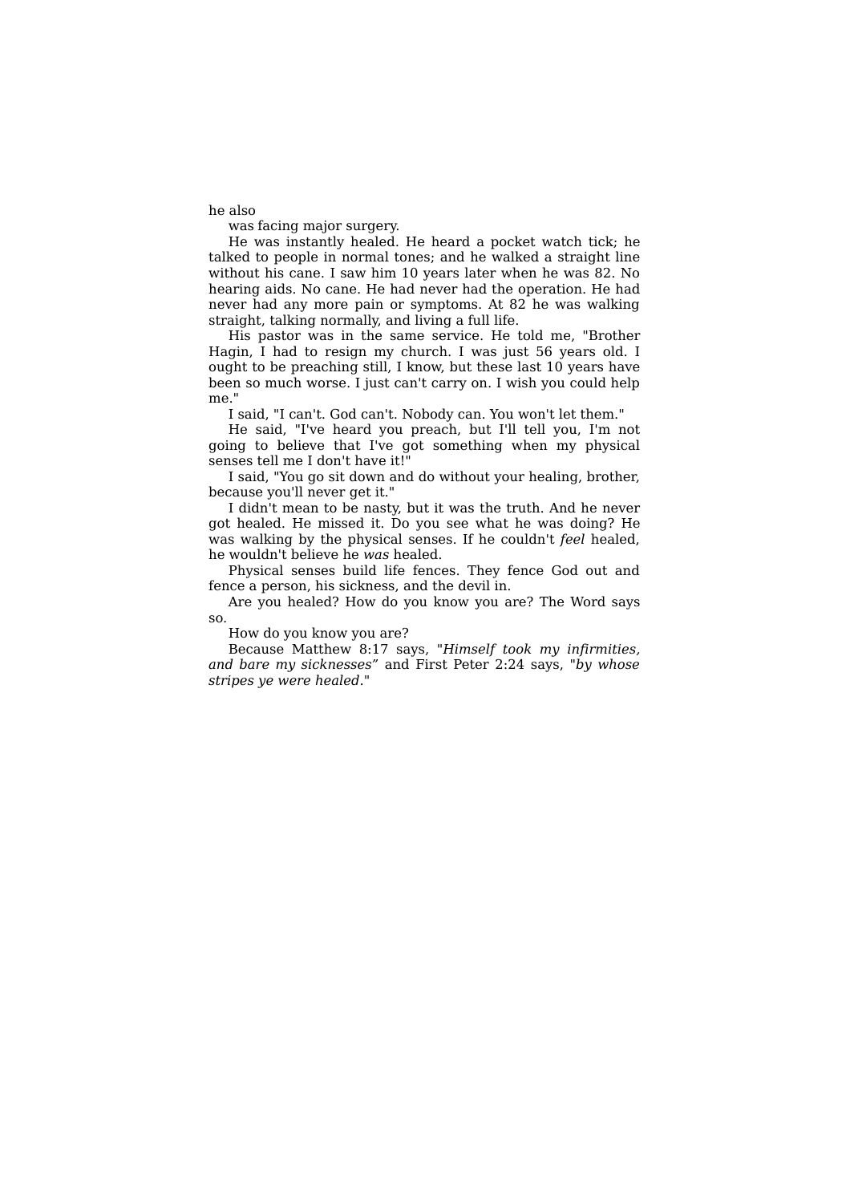he also was facing major surgery.

He was instantly healed. He heard a pocket watch tick; he talked to people in normal tones; and he walked a straight line without his cane. I saw him 10 years later when he was 82. No hearing aids. No cane. He had never had the operation. He had never had any more pain or symptoms. At 82 he was walking straight, talking normally, and living a full life.

His pastor was in the same service. He told me, "Brother Hagin, I had to resign my church. I was just 56 years old. I ought to be preaching still, I know, but these last 10 years have been so much worse. I just can't carry on. I wish you could help me."

I said, "I can't. God can't. Nobody can. You won't let them."

He said, "I've heard you preach, but I'll tell you, I'm not going to believe that I've got something when my physical senses tell me I don't have it!"

I said, "You go sit down and do without your healing, brother, because you'll never get it."

I didn't mean to be nasty, but it was the truth. And he never got healed. He missed it. Do you see what he was doing? He was walking by the physical senses. If he couldn't *feel* healed, he wouldn't believe he *was* healed.

Physical senses build life fences. They fence God out and fence a person, his sickness, and the devil in.

Are you healed? How do you know you are? The Word says so.

How do you know you are?

Because Matthew 8:17 says, "*Himself took my infirmities, and bare my sicknesses"* and First Peter 2:24 says, "*by whose stripes ye were healed*."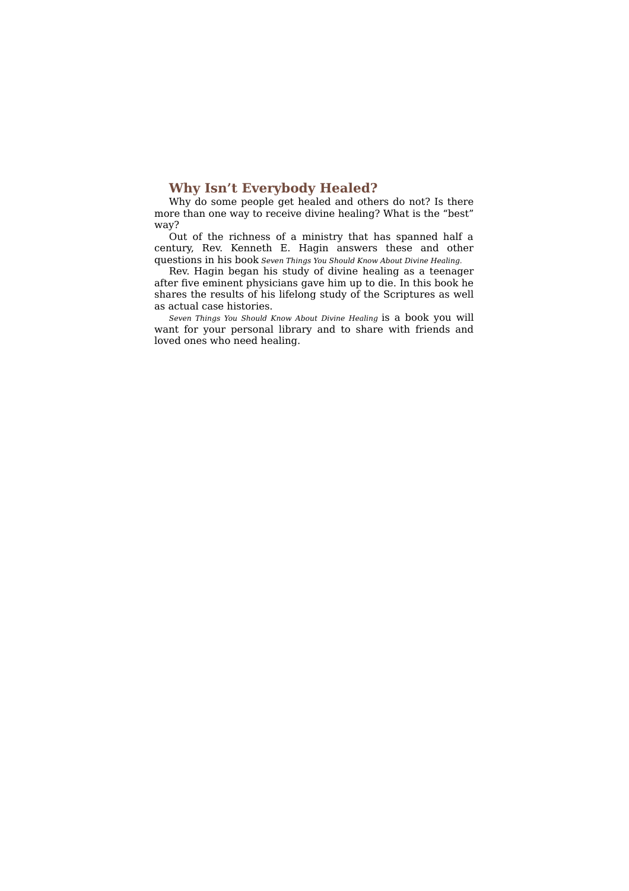## Why Isn’t Everybody Healed?

Why do some people get healed and others do not? Is there more than one way to receive divine healing? What is the “best” way?

Out of the richness of a ministry that has spanned half a century, Rev. Kenneth E. Hagin answers these and other questions in his book *Seven Things You Should Know About Divine Healing.*

Rev. Hagin began his study of divine healing as a teenager after five eminent physicians gave him up to die. In this book he shares the results of his lifelong study of the Scriptures as well as actual case histories.

*Seven Things You Should Know About Divine Healing* is a book you will want for your personal library and to share with friends and loved ones who need healing.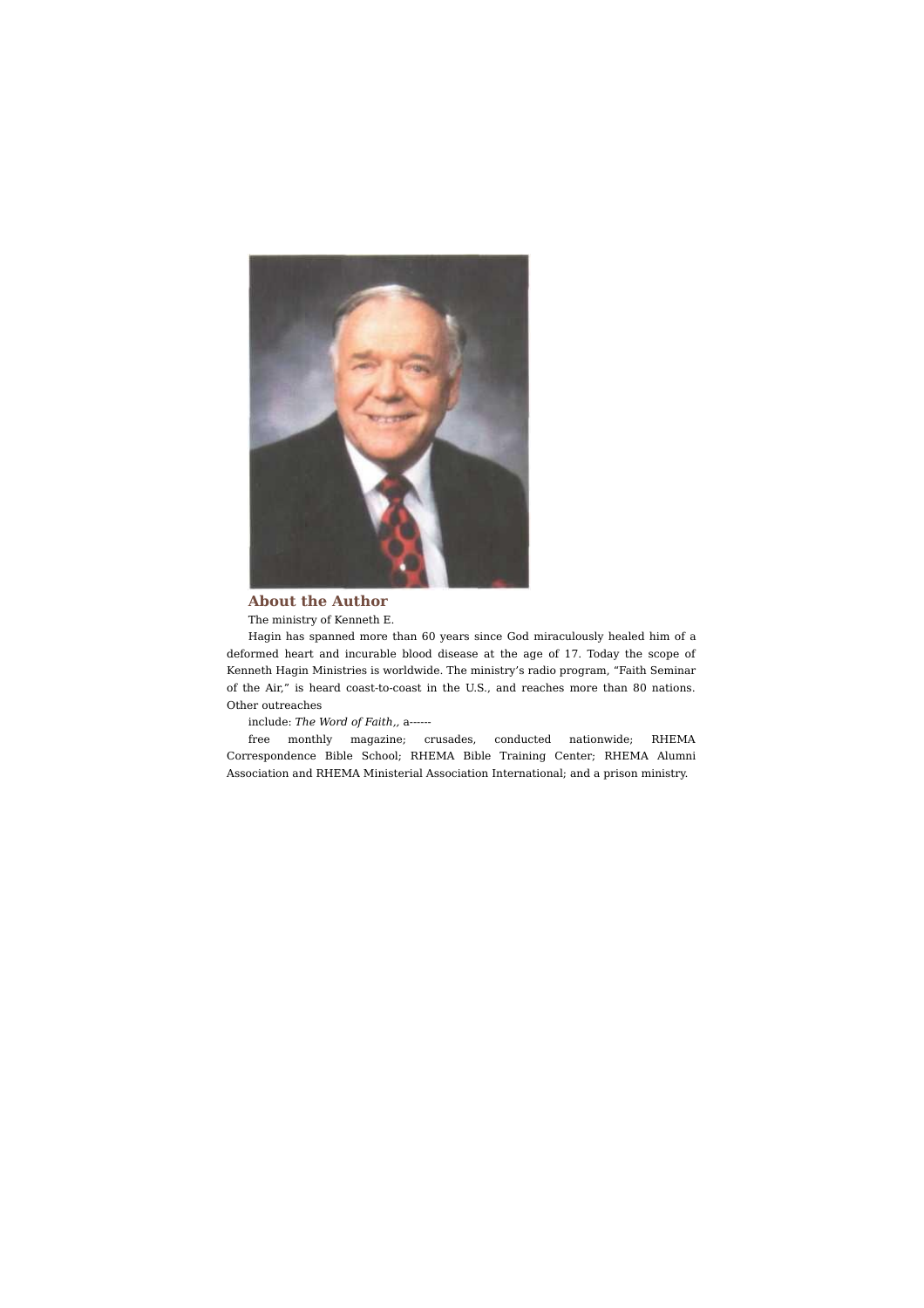## About the Author

The ministry of Kenneth E.

Hagin has spanned more than 60 years since God miraculously healed him of a deformed heart and incurable blood disease at the age of 17. Today the scope of Kenneth Hagin Ministries is worldwide. The ministry's radio program, "Faith Seminar of the Air," is heard coast-to-coast in the U.S., and reaches more than 80 nations. Other outreaches

include: *The Word of Faith,*, a------

free monthly magazine; crusades, conducted nationwide; RHEMA Correspondence Bible School; RHEMA Bible Training Center; RHEMA Alumni Association and RHEMA Ministerial Association International; and a prison ministry.